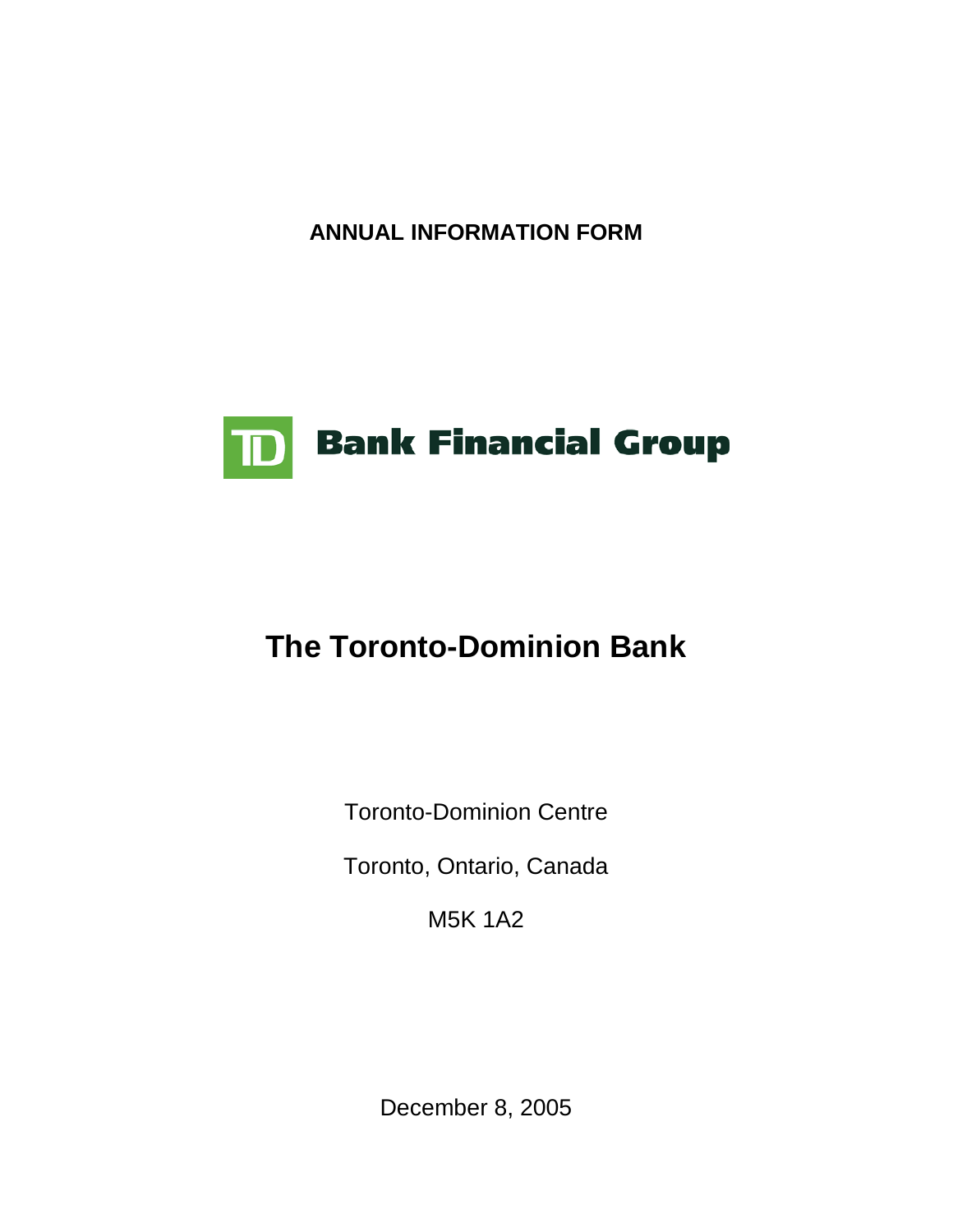**ANNUAL INFORMATION FORM**

TD Bank Financial Group

# The Toronto-Dominion Bank

Toronto-Dominion Centre

Toronto, Ontario, Canada

M5K 1A2

December 8, 2005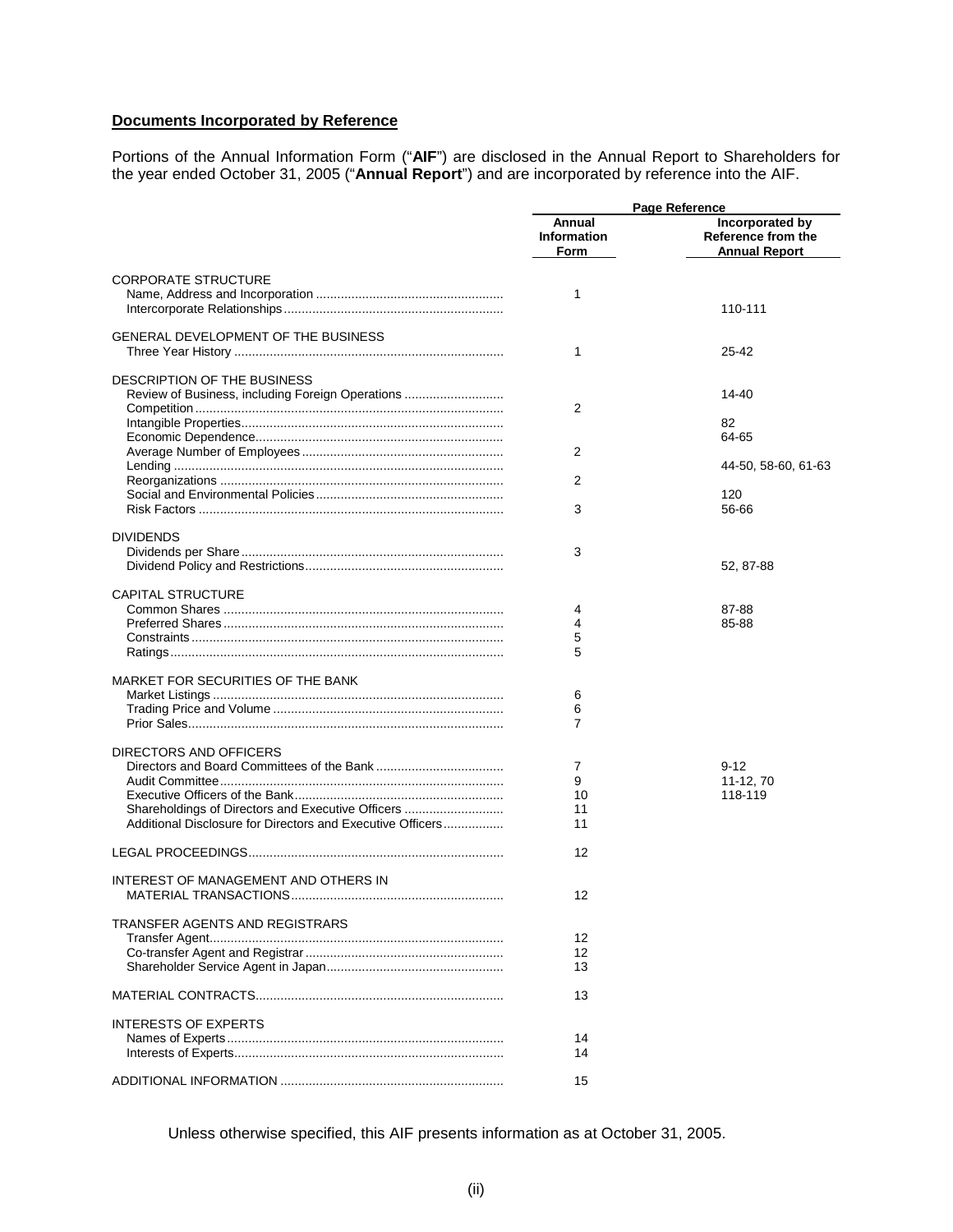## Documents Incorporated by Reference

Portions of the Annual Information Form ("**AIF**") are disclosed in the Annual Report to Shareholders for the year ended October 31, 2005 ("**Annual Report**") and are incorporated by reference into the AIF.

| | Page Reference | |
|---|---|---|
| | **Annual Information Form** | **Incorporated by Reference from the Annual Report** |
| **CORPORATE STRUCTURE** | | |
| Name, Address and Incorporation | 1 | |
| Intercorporate Relationships | | 110-111 |
| **GENERAL DEVELOPMENT OF THE BUSINESS** | | |
| Three Year History | 1 | 25-42 |
| **DESCRIPTION OF THE BUSINESS** | | |
| Review of Business, including Foreign Operations | | 14-40 |
| Competition | 2 | |
| Intangible Properties | | 82 |
| Economic Dependence | | 64-65 |
| Average Number of Employees | 2 | |
| Lending | | 44-50, 58-60, 61-63 |
| Reorganizations | 2 | |
| Social and Environmental Policies | | 120 |
| Risk Factors | 3 | 56-66 |
| **DIVIDENDS** | | |
| Dividends per Share | 3 | |
| Dividend Policy and Restrictions | | 52, 87-88 |
| **CAPITAL STRUCTURE** | | |
| Common Shares | 4 | 87-88 |
| Preferred Shares | 4 | 85-88 |
| Constraints | 5 | |
| Ratings | 5 | |
| **MARKET FOR SECURITIES OF THE BANK** | | |
| Market Listings | 6 | |
| Trading Price and Volume | 6 | |
| Prior Sales | 7 | |
| **DIRECTORS AND OFFICERS** | | |
| Directors and Board Committees of the Bank | 7 | 9-12 |
| Audit Committee | 9 | 11-12, 70 |
| Executive Officers of the Bank | 10 | 118-119 |
| Shareholdings of Directors and Executive Officers | 11 | |
| Additional Disclosure for Directors and Executive Officers | 11 | |
| **LEGAL PROCEEDINGS** | 12 | |
| **INTEREST OF MANAGEMENT AND OTHERS IN MATERIAL TRANSACTIONS** | 12 | |
| **TRANSFER AGENTS AND REGISTRARS** | | |
| Transfer Agent | 12 | |
| Co-transfer Agent and Registrar | 12 | |
| Shareholder Service Agent in Japan | 13 | |
| **MATERIAL CONTRACTS** | 13 | |
| **INTERESTS OF EXPERTS** | | |
| Names of Experts | 14 | |
| Interests of Experts | 14 | |
| **ADDITIONAL INFORMATION** | 15 | |

Unless otherwise specified, this AIF presents information as at October 31, 2005.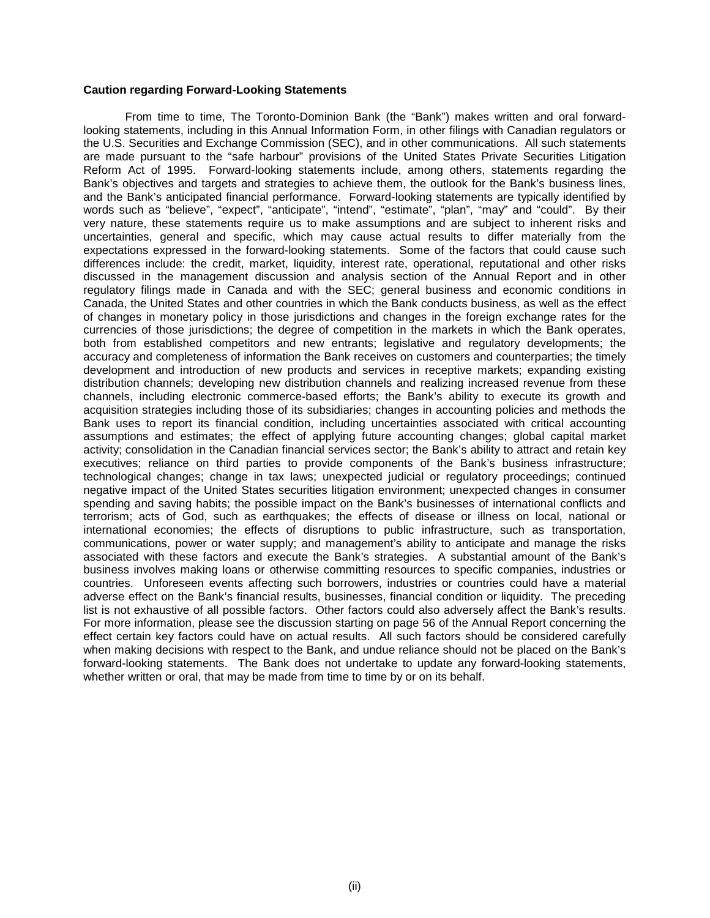**Caution regarding Forward-Looking Statements**

From time to time, The Toronto-Dominion Bank (the "Bank") makes written and oral forward-looking statements, including in this Annual Information Form, in other filings with Canadian regulators or the U.S. Securities and Exchange Commission (SEC), and in other communications. All such statements are made pursuant to the "safe harbour" provisions of the United States Private Securities Litigation Reform Act of 1995. Forward-looking statements include, among others, statements regarding the Bank's objectives and targets and strategies to achieve them, the outlook for the Bank's business lines, and the Bank's anticipated financial performance. Forward-looking statements are typically identified by words such as "believe", "expect", "anticipate", "intend", "estimate", "plan", "may" and "could". By their very nature, these statements require us to make assumptions and are subject to inherent risks and uncertainties, general and specific, which may cause actual results to differ materially from the expectations expressed in the forward-looking statements. Some of the factors that could cause such differences include: the credit, market, liquidity, interest rate, operational, reputational and other risks discussed in the management discussion and analysis section of the Annual Report and in other regulatory filings made in Canada and with the SEC; general business and economic conditions in Canada, the United States and other countries in which the Bank conducts business, as well as the effect of changes in monetary policy in those jurisdictions and changes in the foreign exchange rates for the currencies of those jurisdictions; the degree of competition in the markets in which the Bank operates, both from established competitors and new entrants; legislative and regulatory developments; the accuracy and completeness of information the Bank receives on customers and counterparties; the timely development and introduction of new products and services in receptive markets; expanding existing distribution channels; developing new distribution channels and realizing increased revenue from these channels, including electronic commerce-based efforts; the Bank's ability to execute its growth and acquisition strategies including those of its subsidiaries; changes in accounting policies and methods the Bank uses to report its financial condition, including uncertainties associated with critical accounting assumptions and estimates; the effect of applying future accounting changes; global capital market activity; consolidation in the Canadian financial services sector; the Bank's ability to attract and retain key executives; reliance on third parties to provide components of the Bank's business infrastructure; technological changes; change in tax laws; unexpected judicial or regulatory proceedings; continued negative impact of the United States securities litigation environment; unexpected changes in consumer spending and saving habits; the possible impact on the Bank's businesses of international conflicts and terrorism; acts of God, such as earthquakes; the effects of disease or illness on local, national or international economies; the effects of disruptions to public infrastructure, such as transportation, communications, power or water supply; and management's ability to anticipate and manage the risks associated with these factors and execute the Bank's strategies. A substantial amount of the Bank's business involves making loans or otherwise committing resources to specific companies, industries or countries. Unforeseen events affecting such borrowers, industries or countries could have a material adverse effect on the Bank's financial results, businesses, financial condition or liquidity. The preceding list is not exhaustive of all possible factors. Other factors could also adversely affect the Bank's results. For more information, please see the discussion starting on page 56 of the Annual Report concerning the effect certain key factors could have on actual results. All such factors should be considered carefully when making decisions with respect to the Bank, and undue reliance should not be placed on the Bank's forward-looking statements. The Bank does not undertake to update any forward-looking statements, whether written or oral, that may be made from time to time by or on its behalf.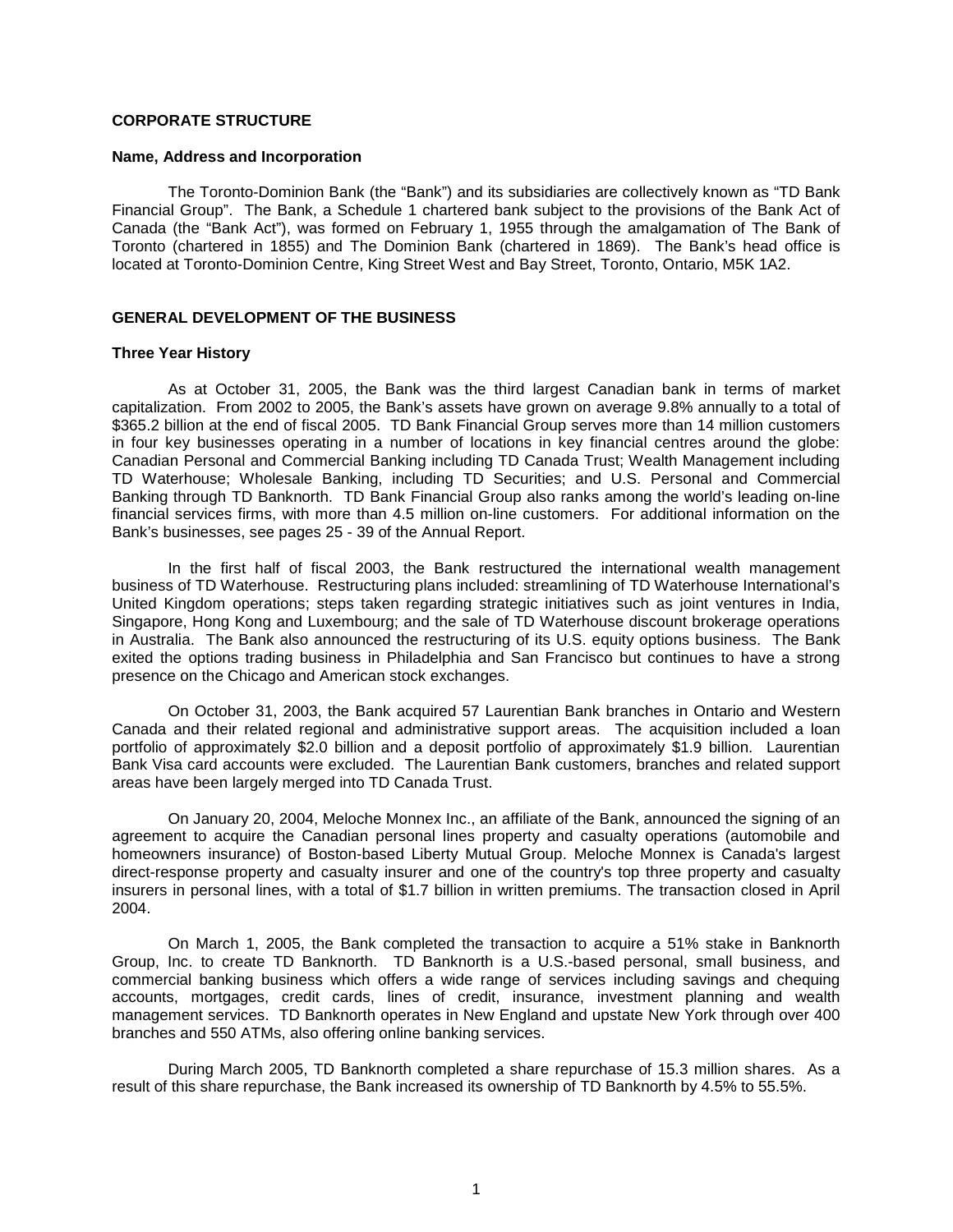## CORPORATE STRUCTURE

### Name, Address and Incorporation

The Toronto-Dominion Bank (the "Bank") and its subsidiaries are collectively known as "TD Bank Financial Group". The Bank, a Schedule 1 chartered bank subject to the provisions of the Bank Act of Canada (the "Bank Act"), was formed on February 1, 1955 through the amalgamation of The Bank of Toronto (chartered in 1855) and The Dominion Bank (chartered in 1869). The Bank's head office is located at Toronto-Dominion Centre, King Street West and Bay Street, Toronto, Ontario, M5K 1A2.

## GENERAL DEVELOPMENT OF THE BUSINESS

### Three Year History

As at October 31, 2005, the Bank was the third largest Canadian bank in terms of market capitalization. From 2002 to 2005, the Bank's assets have grown on average 9.8% annually to a total of $365.2 billion at the end of fiscal 2005. TD Bank Financial Group serves more than 14 million customers in four key businesses operating in a number of locations in key financial centres around the globe: Canadian Personal and Commercial Banking including TD Canada Trust; Wealth Management including TD Waterhouse; Wholesale Banking, including TD Securities; and U.S. Personal and Commercial Banking through TD Banknorth. TD Bank Financial Group also ranks among the world's leading on-line financial services firms, with more than 4.5 million on-line customers. For additional information on the Bank's businesses, see pages 25 - 39 of the Annual Report.

In the first half of fiscal 2003, the Bank restructured the international wealth management business of TD Waterhouse. Restructuring plans included: streamlining of TD Waterhouse International's United Kingdom operations; steps taken regarding strategic initiatives such as joint ventures in India, Singapore, Hong Kong and Luxembourg; and the sale of TD Waterhouse discount brokerage operations in Australia. The Bank also announced the restructuring of its U.S. equity options business. The Bank exited the options trading business in Philadelphia and San Francisco but continues to have a strong presence on the Chicago and American stock exchanges.

On October 31, 2003, the Bank acquired 57 Laurentian Bank branches in Ontario and Western Canada and their related regional and administrative support areas. The acquisition included a loan portfolio of approximately $2.0 billion and a deposit portfolio of approximately $1.9 billion. Laurentian Bank Visa card accounts were excluded. The Laurentian Bank customers, branches and related support areas have been largely merged into TD Canada Trust.

On January 20, 2004, Meloche Monnex Inc., an affiliate of the Bank, announced the signing of an agreement to acquire the Canadian personal lines property and casualty operations (automobile and homeowners insurance) of Boston-based Liberty Mutual Group. Meloche Monnex is Canada's largest direct-response property and casualty insurer and one of the country's top three property and casualty insurers in personal lines, with a total of $1.7 billion in written premiums. The transaction closed in April 2004.

On March 1, 2005, the Bank completed the transaction to acquire a 51% stake in Banknorth Group, Inc. to create TD Banknorth. TD Banknorth is a U.S.-based personal, small business, and commercial banking business which offers a wide range of services including savings and chequing accounts, mortgages, credit cards, lines of credit, insurance, investment planning and wealth management services. TD Banknorth operates in New England and upstate New York through over 400 branches and 550 ATMs, also offering online banking services.

During March 2005, TD Banknorth completed a share repurchase of 15.3 million shares. As a result of this share repurchase, the Bank increased its ownership of TD Banknorth by 4.5% to 55.5%.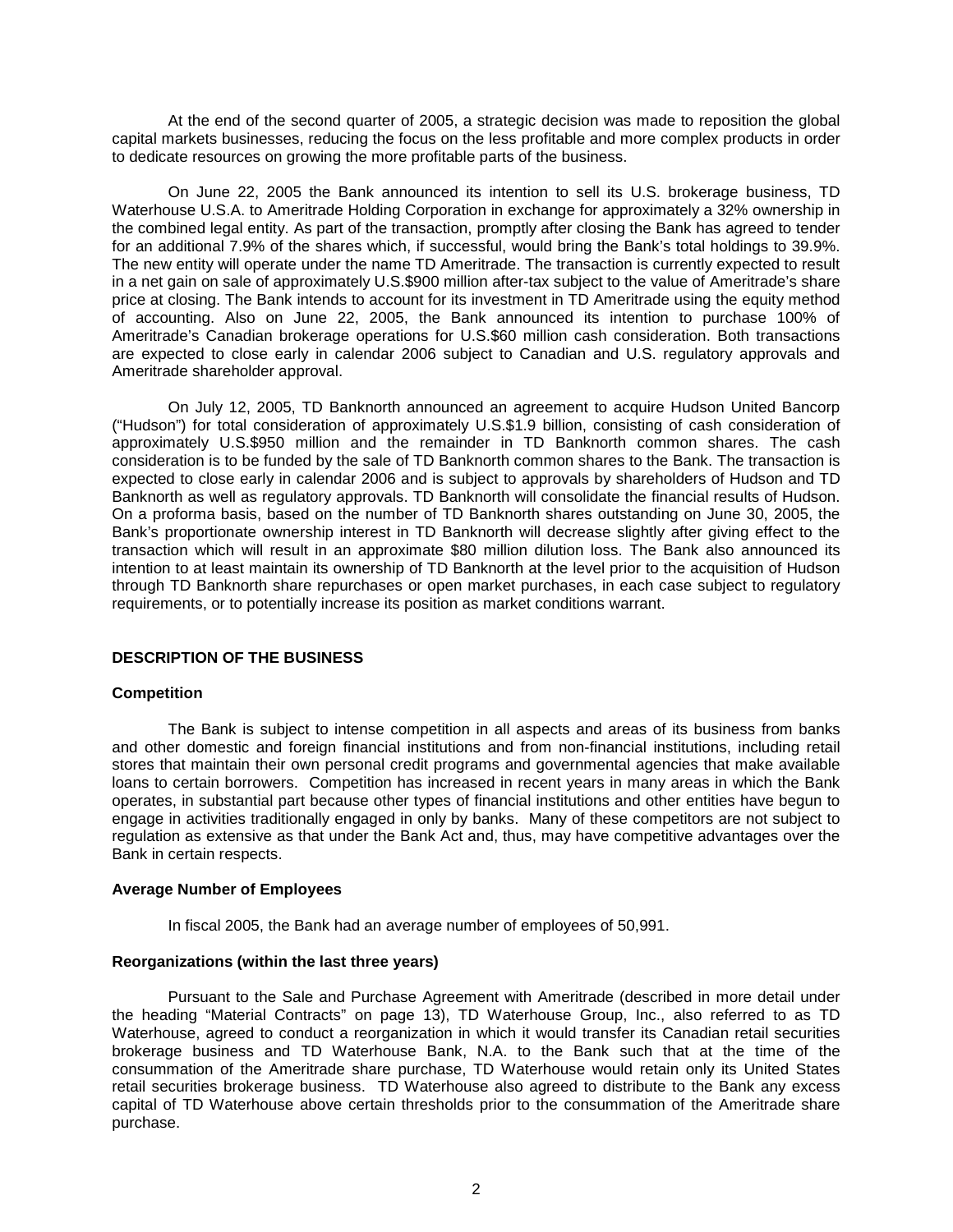At the end of the second quarter of 2005, a strategic decision was made to reposition the global capital markets businesses, reducing the focus on the less profitable and more complex products in order to dedicate resources on growing the more profitable parts of the business.

On June 22, 2005 the Bank announced its intention to sell its U.S. brokerage business, TD Waterhouse U.S.A. to Ameritrade Holding Corporation in exchange for approximately a 32% ownership in the combined legal entity. As part of the transaction, promptly after closing the Bank has agreed to tender for an additional 7.9% of the shares which, if successful, would bring the Bank's total holdings to 39.9%. The new entity will operate under the name TD Ameritrade. The transaction is currently expected to result in a net gain on sale of approximately U.S.$900 million after-tax subject to the value of Ameritrade's share price at closing. The Bank intends to account for its investment in TD Ameritrade using the equity method of accounting. Also on June 22, 2005, the Bank announced its intention to purchase 100% of Ameritrade's Canadian brokerage operations for U.S.$60 million cash consideration. Both transactions are expected to close early in calendar 2006 subject to Canadian and U.S. regulatory approvals and Ameritrade shareholder approval.

On July 12, 2005, TD Banknorth announced an agreement to acquire Hudson United Bancorp ("Hudson") for total consideration of approximately U.S.$1.9 billion, consisting of cash consideration of approximately U.S.$950 million and the remainder in TD Banknorth common shares. The cash consideration is to be funded by the sale of TD Banknorth common shares to the Bank. The transaction is expected to close early in calendar 2006 and is subject to approvals by shareholders of Hudson and TD Banknorth as well as regulatory approvals. TD Banknorth will consolidate the financial results of Hudson. On a proforma basis, based on the number of TD Banknorth shares outstanding on June 30, 2005, the Bank's proportionate ownership interest in TD Banknorth will decrease slightly after giving effect to the transaction which will result in an approximate $80 million dilution loss. The Bank also announced its intention to at least maintain its ownership of TD Banknorth at the level prior to the acquisition of Hudson through TD Banknorth share repurchases or open market purchases, in each case subject to regulatory requirements, or to potentially increase its position as market conditions warrant.

## DESCRIPTION OF THE BUSINESS

### Competition

The Bank is subject to intense competition in all aspects and areas of its business from banks and other domestic and foreign financial institutions and from non-financial institutions, including retail stores that maintain their own personal credit programs and governmental agencies that make available loans to certain borrowers. Competition has increased in recent years in many areas in which the Bank operates, in substantial part because other types of financial institutions and other entities have begun to engage in activities traditionally engaged in only by banks. Many of these competitors are not subject to regulation as extensive as that under the Bank Act and, thus, may have competitive advantages over the Bank in certain respects.

### Average Number of Employees

In fiscal 2005, the Bank had an average number of employees of 50,991.

### Reorganizations (within the last three years)

Pursuant to the Sale and Purchase Agreement with Ameritrade (described in more detail under the heading "Material Contracts" on page 13), TD Waterhouse Group, Inc., also referred to as TD Waterhouse, agreed to conduct a reorganization in which it would transfer its Canadian retail securities brokerage business and TD Waterhouse Bank, N.A. to the Bank such that at the time of the consummation of the Ameritrade share purchase, TD Waterhouse would retain only its United States retail securities brokerage business. TD Waterhouse also agreed to distribute to the Bank any excess capital of TD Waterhouse above certain thresholds prior to the consummation of the Ameritrade share purchase.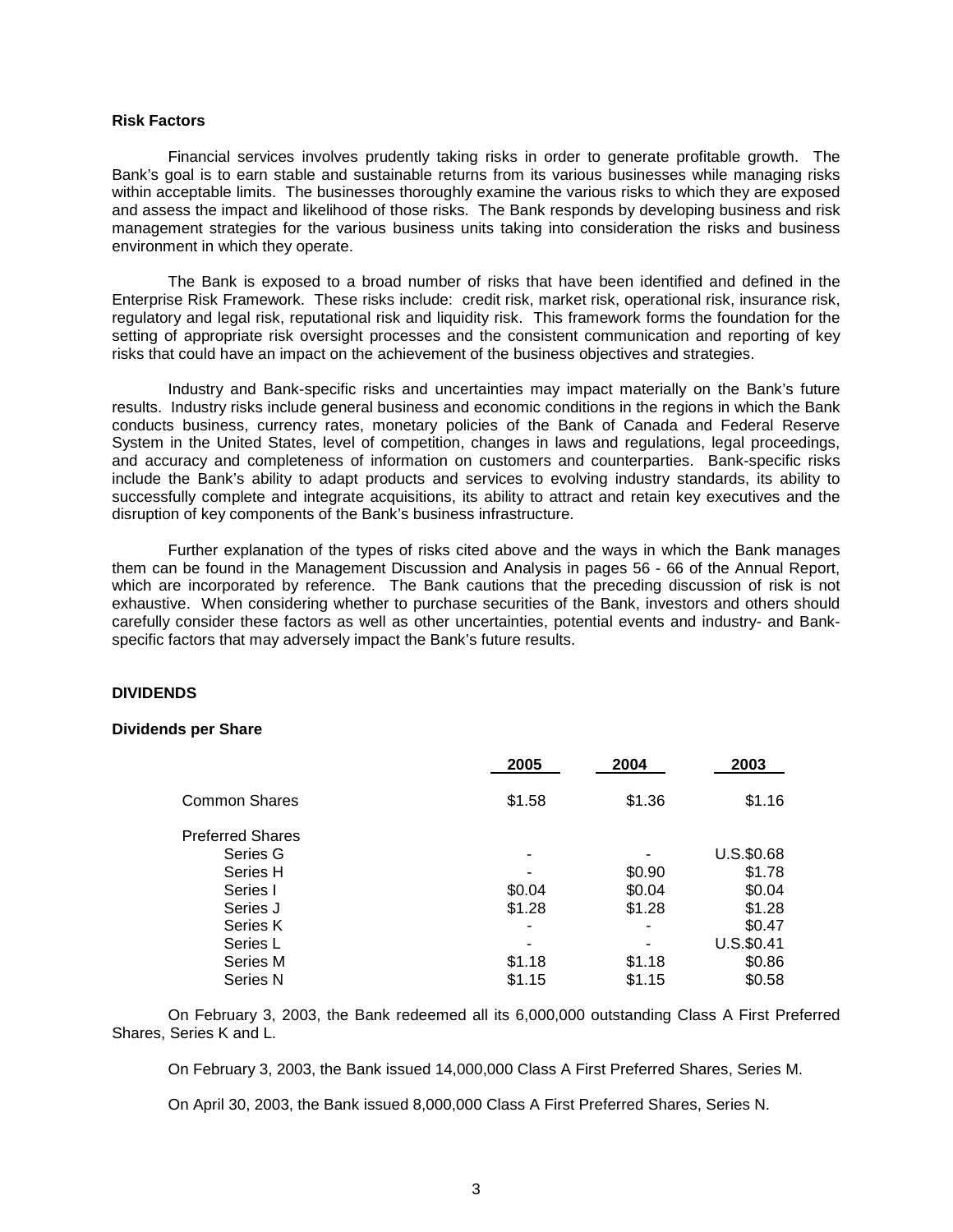### Risk Factors

Financial services involves prudently taking risks in order to generate profitable growth. The Bank's goal is to earn stable and sustainable returns from its various businesses while managing risks within acceptable limits. The businesses thoroughly examine the various risks to which they are exposed and assess the impact and likelihood of those risks. The Bank responds by developing business and risk management strategies for the various business units taking into consideration the risks and business environment in which they operate.

The Bank is exposed to a broad number of risks that have been identified and defined in the Enterprise Risk Framework. These risks include: credit risk, market risk, operational risk, insurance risk, regulatory and legal risk, reputational risk and liquidity risk. This framework forms the foundation for the setting of appropriate risk oversight processes and the consistent communication and reporting of key risks that could have an impact on the achievement of the business objectives and strategies.

Industry and Bank-specific risks and uncertainties may impact materially on the Bank's future results. Industry risks include general business and economic conditions in the regions in which the Bank conducts business, currency rates, monetary policies of the Bank of Canada and Federal Reserve System in the United States, level of competition, changes in laws and regulations, legal proceedings, and accuracy and completeness of information on customers and counterparties. Bank-specific risks include the Bank's ability to adapt products and services to evolving industry standards, its ability to successfully complete and integrate acquisitions, its ability to attract and retain key executives and the disruption of key components of the Bank's business infrastructure.

Further explanation of the types of risks cited above and the ways in which the Bank manages them can be found in the Management Discussion and Analysis in pages 56 - 66 of the Annual Report, which are incorporated by reference. The Bank cautions that the preceding discussion of risk is not exhaustive. When considering whether to purchase securities of the Bank, investors and others should carefully consider these factors as well as other uncertainties, potential events and industry- and Bank-specific factors that may adversely impact the Bank's future results.

## DIVIDENDS

### Dividends per Share

| | 2005 | 2004 | 2003 |
|---|---|---|---|
| Common Shares | $1.58 | $1.36 | $1.16 |
| Preferred Shares | | | |
| Series G | - | - | U.S.$0.68 |
| Series H | - | $0.90 | $1.78 |
| Series I | $0.04 | $0.04 | $0.04 |
| Series J | $1.28 | $1.28 | $1.28 |
| Series K | - | - | $0.47 |
| Series L | - | - | U.S.$0.41 |
| Series M | $1.18 | $1.18 | $0.86 |
| Series N | $1.15 | $1.15 | $0.58 |

On February 3, 2003, the Bank redeemed all its 6,000,000 outstanding Class A First Preferred Shares, Series K and L.

On February 3, 2003, the Bank issued 14,000,000 Class A First Preferred Shares, Series M.

On April 30, 2003, the Bank issued 8,000,000 Class A First Preferred Shares, Series N.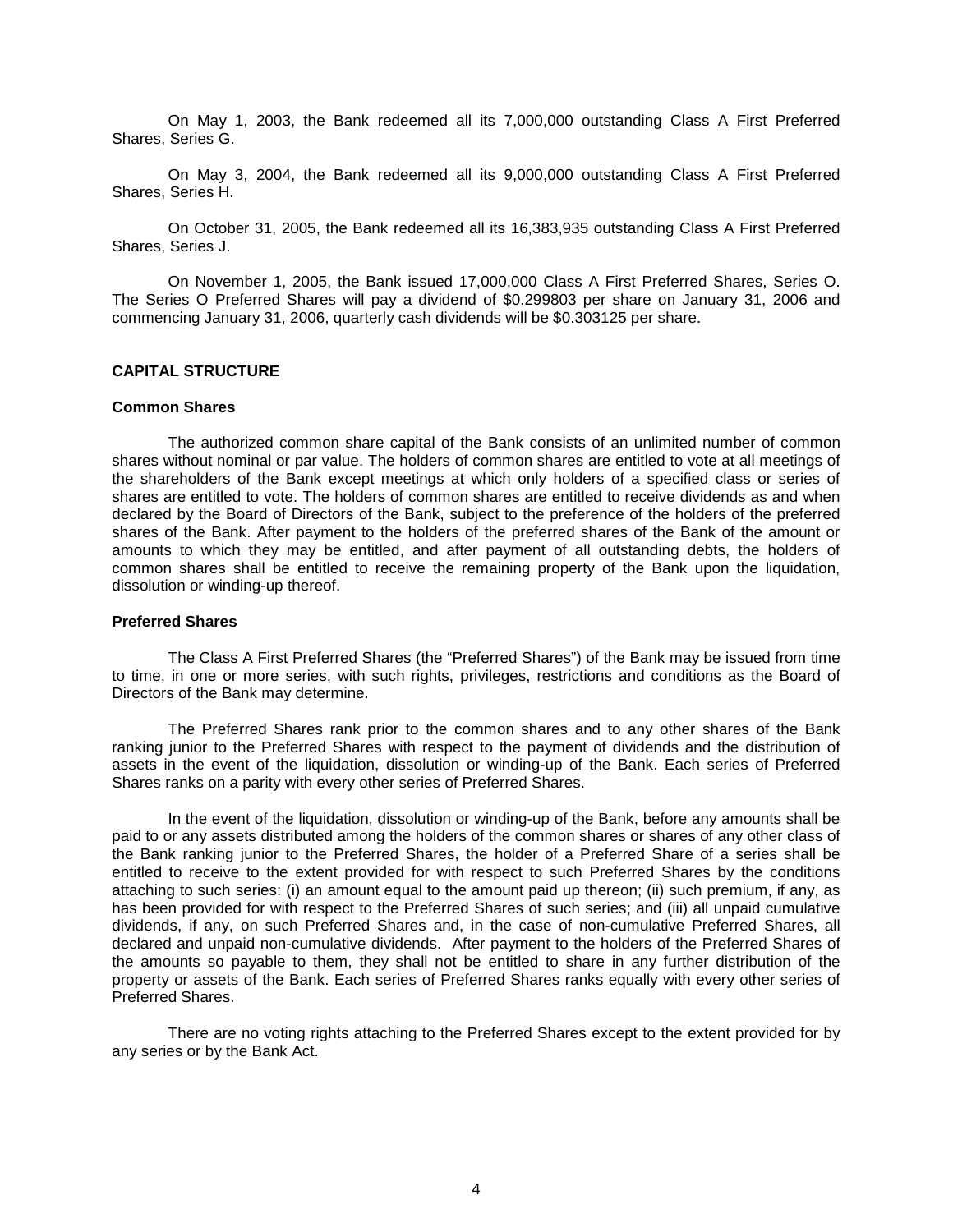On May 1, 2003, the Bank redeemed all its 7,000,000 outstanding Class A First Preferred Shares, Series G.

On May 3, 2004, the Bank redeemed all its 9,000,000 outstanding Class A First Preferred Shares, Series H.

On October 31, 2005, the Bank redeemed all its 16,383,935 outstanding Class A First Preferred Shares, Series J.

On November 1, 2005, the Bank issued 17,000,000 Class A First Preferred Shares, Series O. The Series O Preferred Shares will pay a dividend of $0.299803 per share on January 31, 2006 and commencing January 31, 2006, quarterly cash dividends will be $0.303125 per share.

## CAPITAL STRUCTURE

### Common Shares

The authorized common share capital of the Bank consists of an unlimited number of common shares without nominal or par value. The holders of common shares are entitled to vote at all meetings of the shareholders of the Bank except meetings at which only holders of a specified class or series of shares are entitled to vote. The holders of common shares are entitled to receive dividends as and when declared by the Board of Directors of the Bank, subject to the preference of the holders of the preferred shares of the Bank. After payment to the holders of the preferred shares of the Bank of the amount or amounts to which they may be entitled, and after payment of all outstanding debts, the holders of common shares shall be entitled to receive the remaining property of the Bank upon the liquidation, dissolution or winding-up thereof.

### Preferred Shares

The Class A First Preferred Shares (the "Preferred Shares") of the Bank may be issued from time to time, in one or more series, with such rights, privileges, restrictions and conditions as the Board of Directors of the Bank may determine.

The Preferred Shares rank prior to the common shares and to any other shares of the Bank ranking junior to the Preferred Shares with respect to the payment of dividends and the distribution of assets in the event of the liquidation, dissolution or winding-up of the Bank. Each series of Preferred Shares ranks on a parity with every other series of Preferred Shares.

In the event of the liquidation, dissolution or winding-up of the Bank, before any amounts shall be paid to or any assets distributed among the holders of the common shares or shares of any other class of the Bank ranking junior to the Preferred Shares, the holder of a Preferred Share of a series shall be entitled to receive to the extent provided for with respect to such Preferred Shares by the conditions attaching to such series: (i) an amount equal to the amount paid up thereon; (ii) such premium, if any, as has been provided for with respect to the Preferred Shares of such series; and (iii) all unpaid cumulative dividends, if any, on such Preferred Shares and, in the case of non-cumulative Preferred Shares, all declared and unpaid non-cumulative dividends. After payment to the holders of the Preferred Shares of the amounts so payable to them, they shall not be entitled to share in any further distribution of the property or assets of the Bank. Each series of Preferred Shares ranks equally with every other series of Preferred Shares.

There are no voting rights attaching to the Preferred Shares except to the extent provided for by any series or by the Bank Act.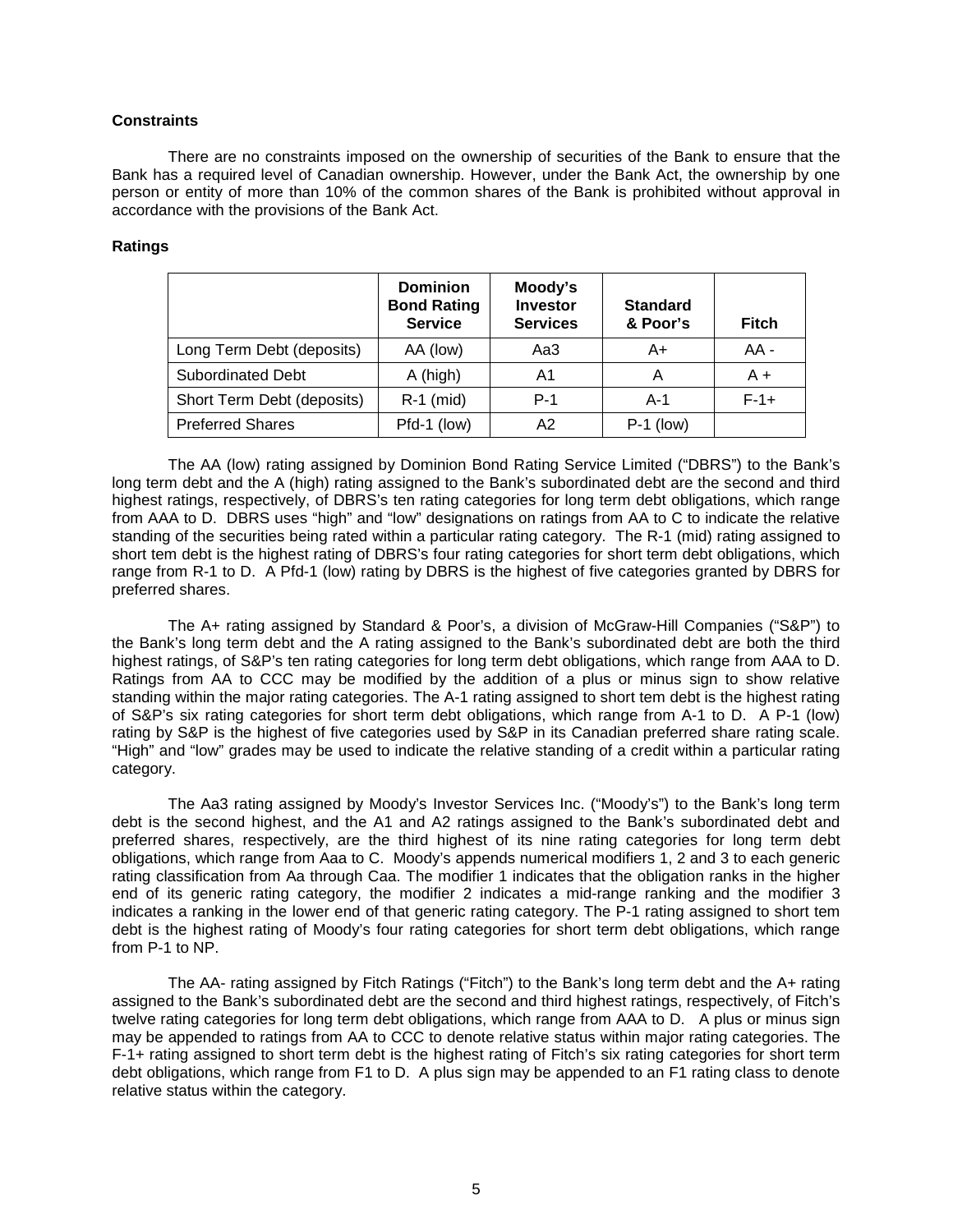**Constraints**

There are no constraints imposed on the ownership of securities of the Bank to ensure that the Bank has a required level of Canadian ownership. However, under the Bank Act, the ownership by one person or entity of more than 10% of the common shares of the Bank is prohibited without approval in accordance with the provisions of the Bank Act.

**Ratings**

| | Dominion Bond Rating Service | Moody's Investor Services | Standard & Poor's | Fitch |
|---|---|---|---|---|
| Long Term Debt (deposits) | AA (low) | Aa3 | A+ | AA - |
| Subordinated Debt | A (high) | A1 | A | A + |
| Short Term Debt (deposits) | R-1 (mid) | P-1 | A-1 | F-1+ |
| Preferred Shares | Pfd-1 (low) | A2 | P-1 (low) | |

The AA (low) rating assigned by Dominion Bond Rating Service Limited ("DBRS") to the Bank's long term debt and the A (high) rating assigned to the Bank's subordinated debt are the second and third highest ratings, respectively, of DBRS's ten rating categories for long term debt obligations, which range from AAA to D. DBRS uses "high" and "low" designations on ratings from AA to C to indicate the relative standing of the securities being rated within a particular rating category. The R-1 (mid) rating assigned to short tem debt is the highest rating of DBRS's four rating categories for short term debt obligations, which range from R-1 to D. A Pfd-1 (low) rating by DBRS is the highest of five categories granted by DBRS for preferred shares.

The A+ rating assigned by Standard & Poor's, a division of McGraw-Hill Companies ("S&P") to the Bank's long term debt and the A rating assigned to the Bank's subordinated debt are both the third highest ratings, of S&P's ten rating categories for long term debt obligations, which range from AAA to D. Ratings from AA to CCC may be modified by the addition of a plus or minus sign to show relative standing within the major rating categories. The A-1 rating assigned to short tem debt is the highest rating of S&P's six rating categories for short term debt obligations, which range from A-1 to D. A P-1 (low) rating by S&P is the highest of five categories used by S&P in its Canadian preferred share rating scale. "High" and "low" grades may be used to indicate the relative standing of a credit within a particular rating category.

The Aa3 rating assigned by Moody's Investor Services Inc. ("Moody's") to the Bank's long term debt is the second highest, and the A1 and A2 ratings assigned to the Bank's subordinated debt and preferred shares, respectively, are the third highest of its nine rating categories for long term debt obligations, which range from Aaa to C. Moody's appends numerical modifiers 1, 2 and 3 to each generic rating classification from Aa through Caa. The modifier 1 indicates that the obligation ranks in the higher end of its generic rating category, the modifier 2 indicates a mid-range ranking and the modifier 3 indicates a ranking in the lower end of that generic rating category. The P-1 rating assigned to short tem debt is the highest rating of Moody's four rating categories for short term debt obligations, which range from P-1 to NP.

The AA- rating assigned by Fitch Ratings ("Fitch") to the Bank's long term debt and the A+ rating assigned to the Bank's subordinated debt are the second and third highest ratings, respectively, of Fitch's twelve rating categories for long term debt obligations, which range from AAA to D. A plus or minus sign may be appended to ratings from AA to CCC to denote relative status within major rating categories. The F-1+ rating assigned to short term debt is the highest rating of Fitch's six rating categories for short term debt obligations, which range from F1 to D. A plus sign may be appended to an F1 rating class to denote relative status within the category.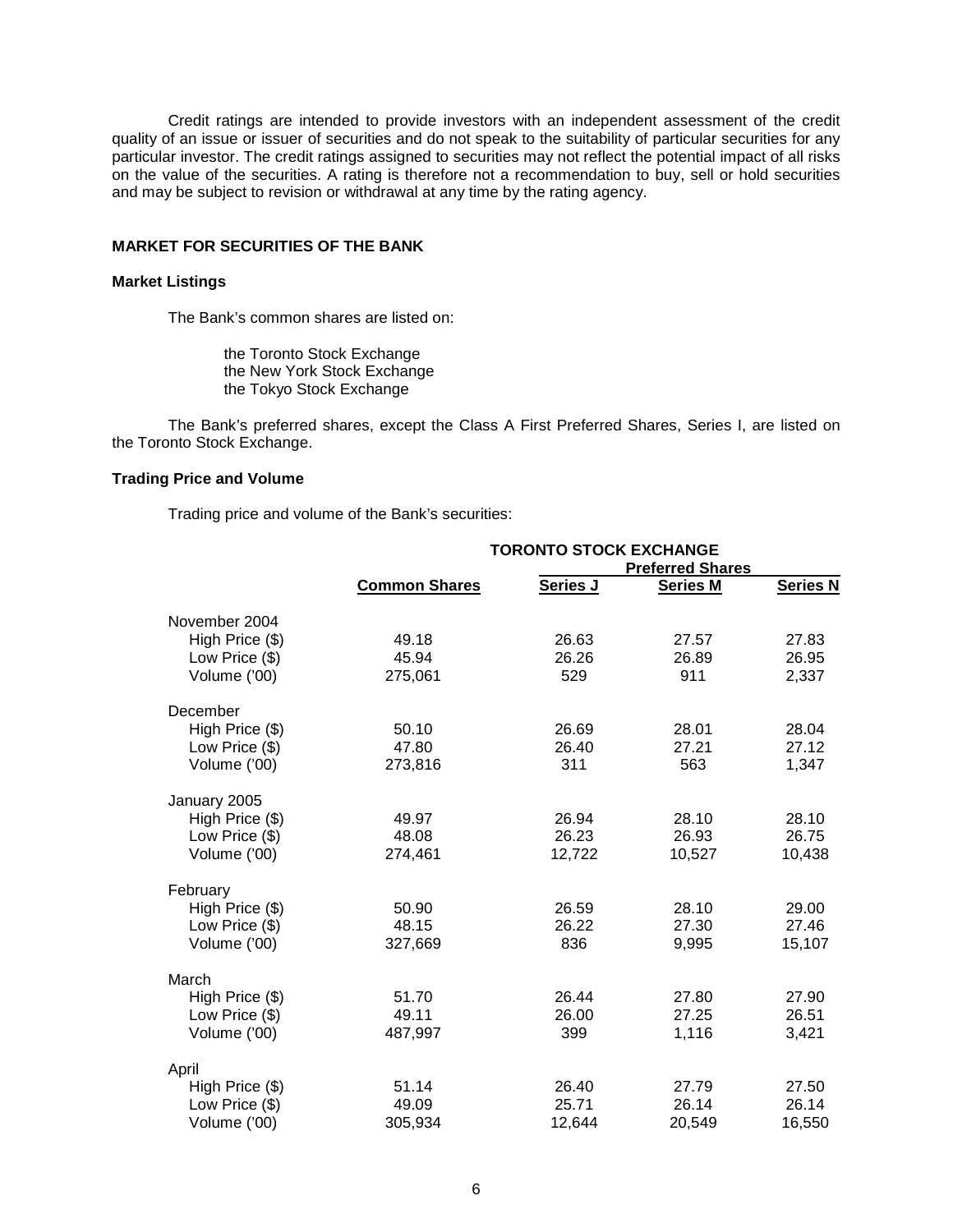Credit ratings are intended to provide investors with an independent assessment of the credit quality of an issue or issuer of securities and do not speak to the suitability of particular securities for any particular investor. The credit ratings assigned to securities may not reflect the potential impact of all risks on the value of the securities. A rating is therefore not a recommendation to buy, sell or hold securities and may be subject to revision or withdrawal at any time by the rating agency.

## MARKET FOR SECURITIES OF THE BANK

### Market Listings

The Bank's common shares are listed on:

the Toronto Stock Exchange
the New York Stock Exchange
the Tokyo Stock Exchange

The Bank's preferred shares, except the Class A First Preferred Shares, Series I, are listed on the Toronto Stock Exchange.

### Trading Price and Volume

Trading price and volume of the Bank's securities:

| | TORONTO STOCK EXCHANGE | | | |
|---|---|---|---|---|
| | | Preferred Shares | | |
| | **Common Shares** | **Series J** | **Series M** | **Series N** |
| November 2004 | | | | |
| High Price ($) | 49.18 | 26.63 | 27.57 | 27.83 |
| Low Price ($) | 45.94 | 26.26 | 26.89 | 26.95 |
| Volume ('00) | 275,061 | 529 | 911 | 2,337 |
| December | | | | |
| High Price ($) | 50.10 | 26.69 | 28.01 | 28.04 |
| Low Price ($) | 47.80 | 26.40 | 27.21 | 27.12 |
| Volume ('00) | 273,816 | 311 | 563 | 1,347 |
| January 2005 | | | | |
| High Price ($) | 49.97 | 26.94 | 28.10 | 28.10 |
| Low Price ($) | 48.08 | 26.23 | 26.93 | 26.75 |
| Volume ('00) | 274,461 | 12,722 | 10,527 | 10,438 |
| February | | | | |
| High Price ($) | 50.90 | 26.59 | 28.10 | 29.00 |
| Low Price ($) | 48.15 | 26.22 | 27.30 | 27.46 |
| Volume ('00) | 327,669 | 836 | 9,995 | 15,107 |
| March | | | | |
| High Price ($) | 51.70 | 26.44 | 27.80 | 27.90 |
| Low Price ($) | 49.11 | 26.00 | 27.25 | 26.51 |
| Volume ('00) | 487,997 | 399 | 1,116 | 3,421 |
| April | | | | |
| High Price ($) | 51.14 | 26.40 | 27.79 | 27.50 |
| Low Price ($) | 49.09 | 25.71 | 26.14 | 26.14 |
| Volume ('00) | 305,934 | 12,644 | 20,549 | 16,550 |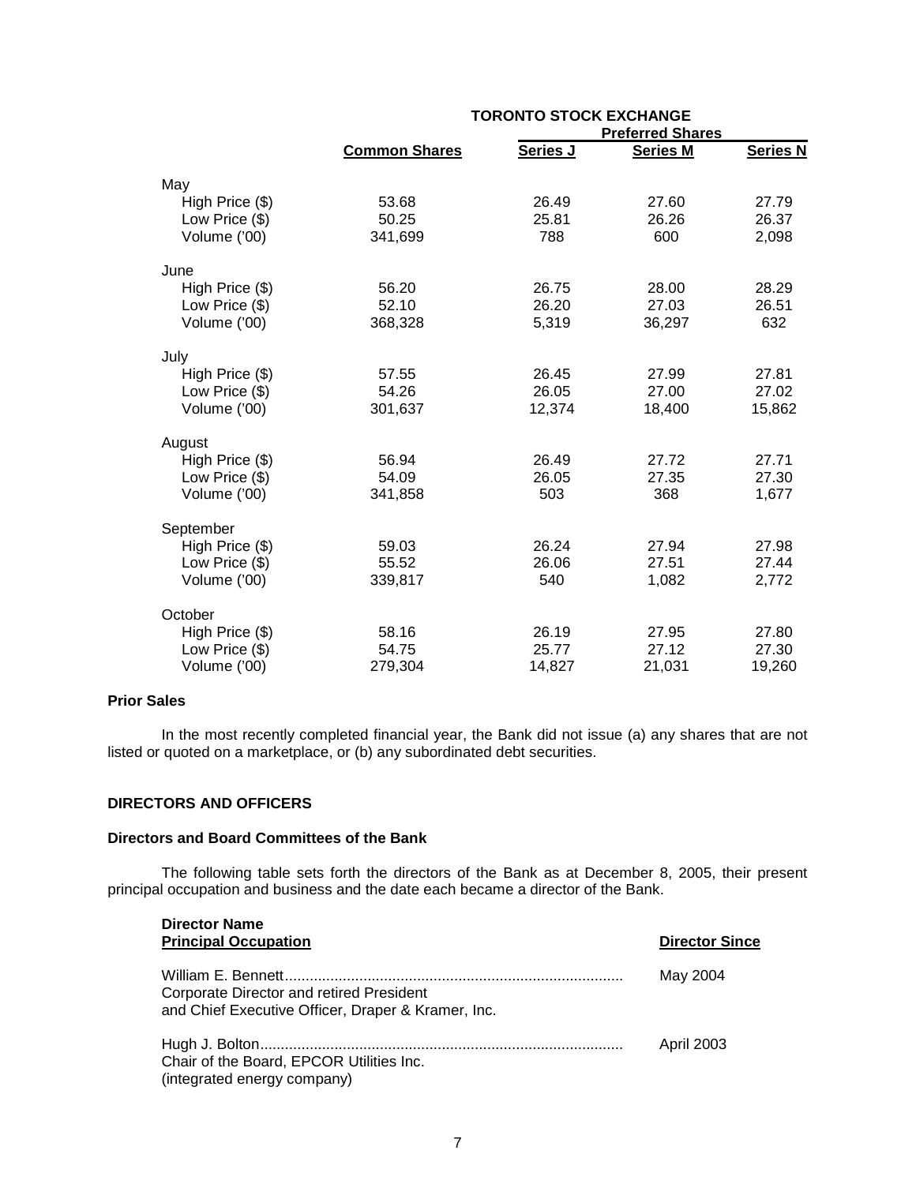| | TORONTO STOCK EXCHANGE | | | |
|---|---|---|---|---|
| | | Preferred Shares | | |
| | **Common Shares** | **Series J** | **Series M** | **Series N** |
| May | | | | |
| High Price ($) | 53.68 | 26.49 | 27.60 | 27.79 |
| Low Price ($) | 50.25 | 25.81 | 26.26 | 26.37 |
| Volume ('00) | 341,699 | 788 | 600 | 2,098 |
| June | | | | |
| High Price ($) | 56.20 | 26.75 | 28.00 | 28.29 |
| Low Price ($) | 52.10 | 26.20 | 27.03 | 26.51 |
| Volume ('00) | 368,328 | 5,319 | 36,297 | 632 |
| July | | | | |
| High Price ($) | 57.55 | 26.45 | 27.99 | 27.81 |
| Low Price ($) | 54.26 | 26.05 | 27.00 | 27.02 |
| Volume ('00) | 301,637 | 12,374 | 18,400 | 15,862 |
| August | | | | |
| High Price ($) | 56.94 | 26.49 | 27.72 | 27.71 |
| Low Price ($) | 54.09 | 26.05 | 27.35 | 27.30 |
| Volume ('00) | 341,858 | 503 | 368 | 1,677 |
| September | | | | |
| High Price ($) | 59.03 | 26.24 | 27.94 | 27.98 |
| Low Price ($) | 55.52 | 26.06 | 27.51 | 27.44 |
| Volume ('00) | 339,817 | 540 | 1,082 | 2,772 |
| October | | | | |
| High Price ($) | 58.16 | 26.19 | 27.95 | 27.80 |
| Low Price ($) | 54.75 | 25.77 | 27.12 | 27.30 |
| Volume ('00) | 279,304 | 14,827 | 21,031 | 19,260 |

**Prior Sales**

In the most recently completed financial year, the Bank did not issue (a) any shares that are not listed or quoted on a marketplace, or (b) any subordinated debt securities.

## DIRECTORS AND OFFICERS

### Directors and Board Committees of the Bank

The following table sets forth the directors of the Bank as at December 8, 2005, their present principal occupation and business and the date each became a director of the Bank.

| Director Name<br>Principal Occupation | Director Since |
|---|---|
| William E. Bennett<br>Corporate Director and retired President and Chief Executive Officer, Draper & Kramer, Inc. | May 2004 |
| Hugh J. Bolton<br>Chair of the Board, EPCOR Utilities Inc. (integrated energy company) | April 2003 |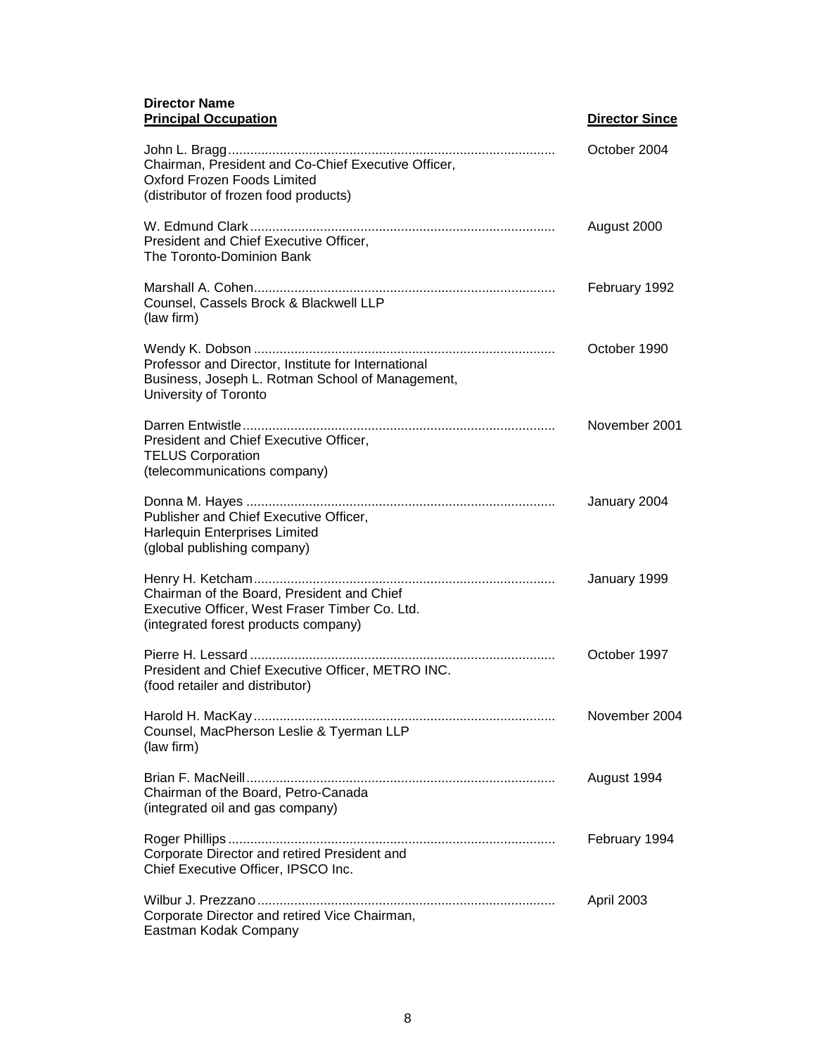| Director Name<br>**Principal Occupation** | **Director Since** |
|---|---|
| John L. Bragg<br>Chairman, President and Co-Chief Executive Officer, Oxford Frozen Foods Limited (distributor of frozen food products) | October 2004 |
| W. Edmund Clark<br>President and Chief Executive Officer, The Toronto-Dominion Bank | August 2000 |
| Marshall A. Cohen<br>Counsel, Cassels Brock & Blackwell LLP (law firm) | February 1992 |
| Wendy K. Dobson<br>Professor and Director, Institute for International Business, Joseph L. Rotman School of Management, University of Toronto | October 1990 |
| Darren Entwistle<br>President and Chief Executive Officer, TELUS Corporation (telecommunications company) | November 2001 |
| Donna M. Hayes<br>Publisher and Chief Executive Officer, Harlequin Enterprises Limited (global publishing company) | January 2004 |
| Henry H. Ketcham<br>Chairman of the Board, President and Chief Executive Officer, West Fraser Timber Co. Ltd. (integrated forest products company) | January 1999 |
| Pierre H. Lessard<br>President and Chief Executive Officer, METRO INC. (food retailer and distributor) | October 1997 |
| Harold H. MacKay<br>Counsel, MacPherson Leslie & Tyerman LLP (law firm) | November 2004 |
| Brian F. MacNeill<br>Chairman of the Board, Petro-Canada (integrated oil and gas company) | August 1994 |
| Roger Phillips<br>Corporate Director and retired President and Chief Executive Officer, IPSCO Inc. | February 1994 |
| Wilbur J. Prezzano<br>Corporate Director and retired Vice Chairman, Eastman Kodak Company | April 2003 |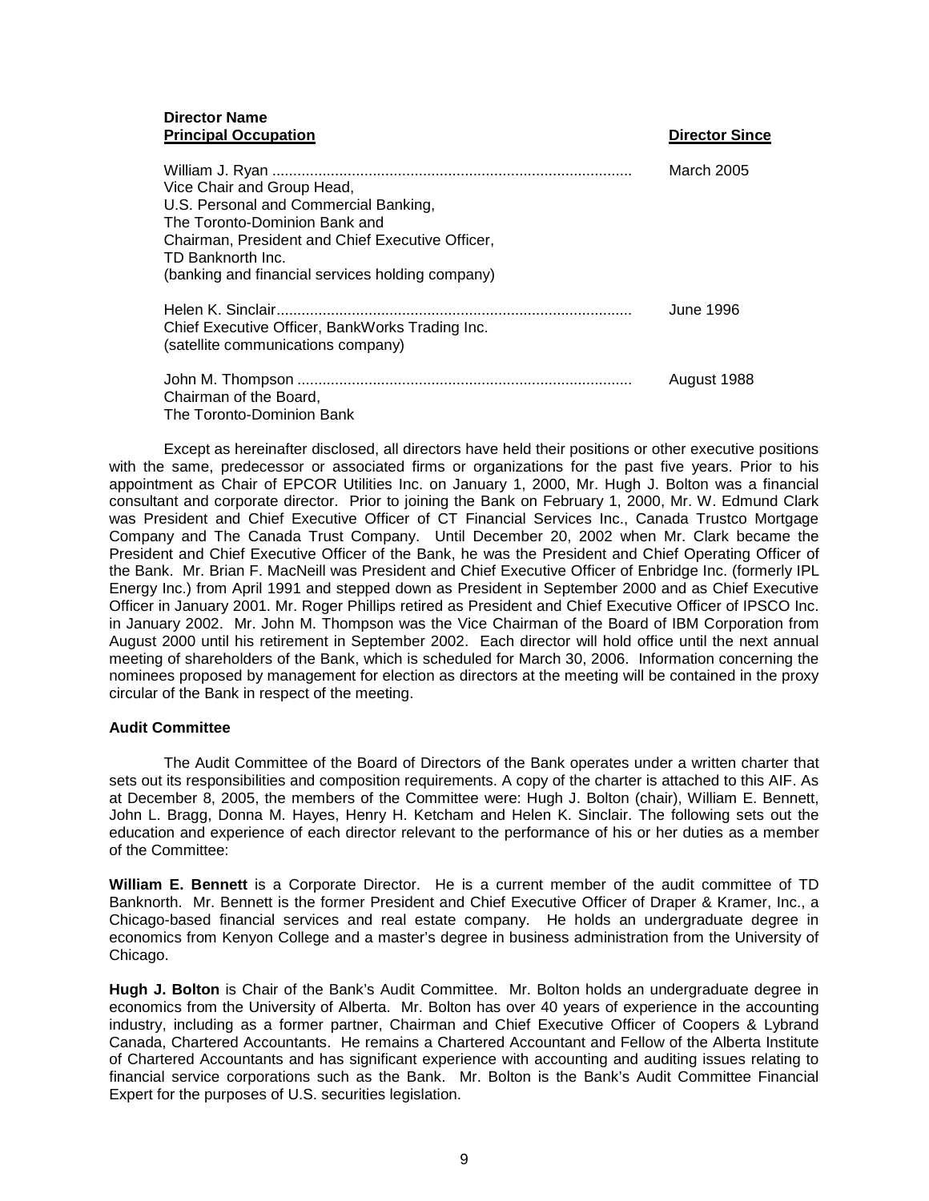| Director Name<br>**Principal Occupation** | **Director Since** |
|---|---|
| William J. Ryan<br>Vice Chair and Group Head,<br>U.S. Personal and Commercial Banking,<br>The Toronto-Dominion Bank and<br>Chairman, President and Chief Executive Officer,<br>TD Banknorth Inc.<br>(banking and financial services holding company) | March 2005 |
| Helen K. Sinclair<br>Chief Executive Officer, BankWorks Trading Inc.<br>(satellite communications company) | June 1996 |
| John M. Thompson<br>Chairman of the Board,<br>The Toronto-Dominion Bank | August 1988 |

Except as hereinafter disclosed, all directors have held their positions or other executive positions with the same, predecessor or associated firms or organizations for the past five years. Prior to his appointment as Chair of EPCOR Utilities Inc. on January 1, 2000, Mr. Hugh J. Bolton was a financial consultant and corporate director. Prior to joining the Bank on February 1, 2000, Mr. W. Edmund Clark was President and Chief Executive Officer of CT Financial Services Inc., Canada Trustco Mortgage Company and The Canada Trust Company. Until December 20, 2002 when Mr. Clark became the President and Chief Executive Officer of the Bank, he was the President and Chief Operating Officer of the Bank. Mr. Brian F. MacNeill was President and Chief Executive Officer of Enbridge Inc. (formerly IPL Energy Inc.) from April 1991 and stepped down as President in September 2000 and as Chief Executive Officer in January 2001. Mr. Roger Phillips retired as President and Chief Executive Officer of IPSCO Inc. in January 2002. Mr. John M. Thompson was the Vice Chairman of the Board of IBM Corporation from August 2000 until his retirement in September 2002. Each director will hold office until the next annual meeting of shareholders of the Bank, which is scheduled for March 30, 2006. Information concerning the nominees proposed by management for election as directors at the meeting will be contained in the proxy circular of the Bank in respect of the meeting.

**Audit Committee**

The Audit Committee of the Board of Directors of the Bank operates under a written charter that sets out its responsibilities and composition requirements. A copy of the charter is attached to this AIF. As at December 8, 2005, the members of the Committee were: Hugh J. Bolton (chair), William E. Bennett, John L. Bragg, Donna M. Hayes, Henry H. Ketcham and Helen K. Sinclair. The following sets out the education and experience of each director relevant to the performance of his or her duties as a member of the Committee:

**William E. Bennett** is a Corporate Director. He is a current member of the audit committee of TD Banknorth. Mr. Bennett is the former President and Chief Executive Officer of Draper & Kramer, Inc., a Chicago-based financial services and real estate company. He holds an undergraduate degree in economics from Kenyon College and a master's degree in business administration from the University of Chicago.

**Hugh J. Bolton** is Chair of the Bank's Audit Committee. Mr. Bolton holds an undergraduate degree in economics from the University of Alberta. Mr. Bolton has over 40 years of experience in the accounting industry, including as a former partner, Chairman and Chief Executive Officer of Coopers & Lybrand Canada, Chartered Accountants. He remains a Chartered Accountant and Fellow of the Alberta Institute of Chartered Accountants and has significant experience with accounting and auditing issues relating to financial service corporations such as the Bank. Mr. Bolton is the Bank's Audit Committee Financial Expert for the purposes of U.S. securities legislation.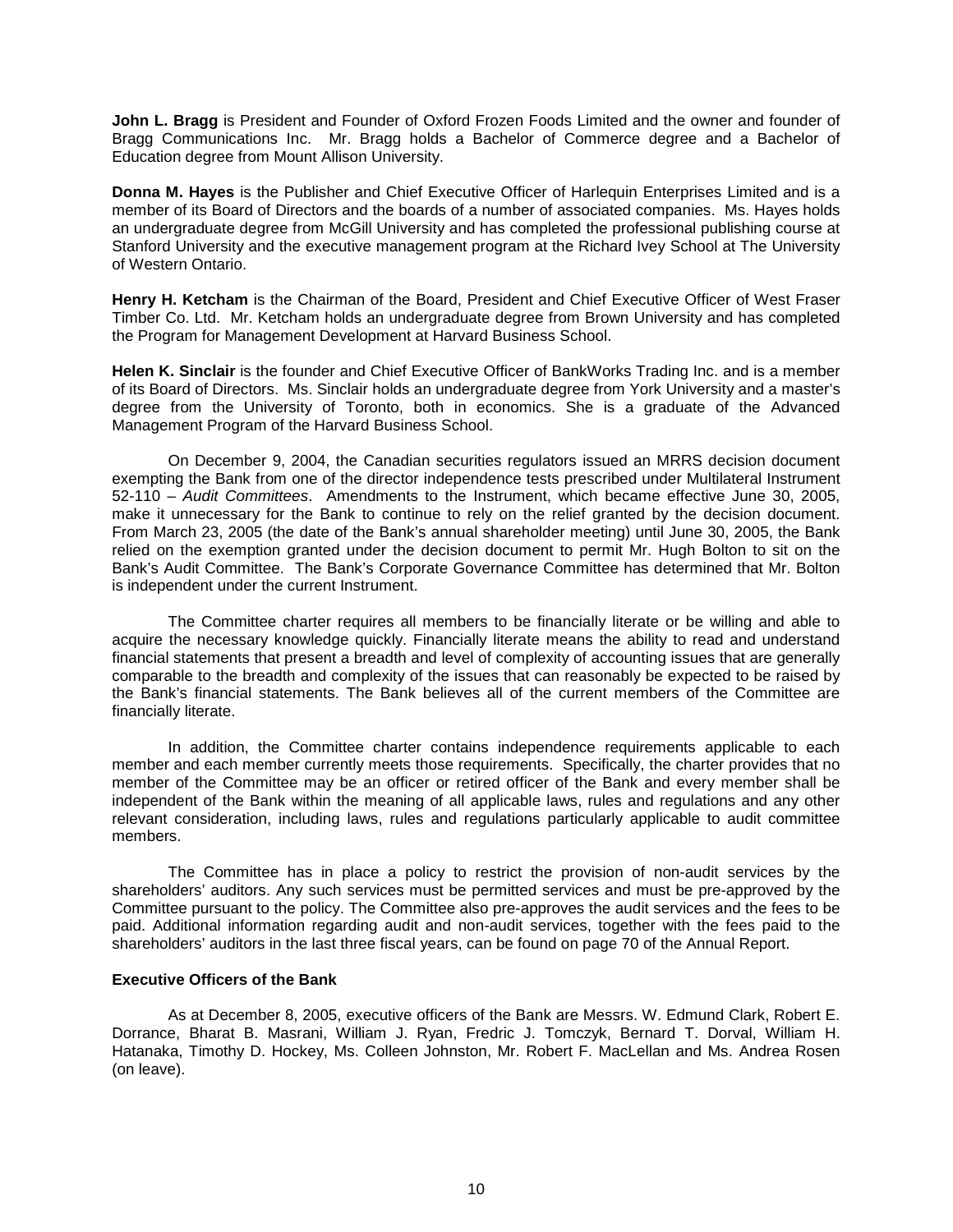**John L. Bragg** is President and Founder of Oxford Frozen Foods Limited and the owner and founder of Bragg Communications Inc. Mr. Bragg holds a Bachelor of Commerce degree and a Bachelor of Education degree from Mount Allison University.

**Donna M. Hayes** is the Publisher and Chief Executive Officer of Harlequin Enterprises Limited and is a member of its Board of Directors and the boards of a number of associated companies. Ms. Hayes holds an undergraduate degree from McGill University and has completed the professional publishing course at Stanford University and the executive management program at the Richard Ivey School at The University of Western Ontario.

**Henry H. Ketcham** is the Chairman of the Board, President and Chief Executive Officer of West Fraser Timber Co. Ltd. Mr. Ketcham holds an undergraduate degree from Brown University and has completed the Program for Management Development at Harvard Business School.

**Helen K. Sinclair** is the founder and Chief Executive Officer of BankWorks Trading Inc. and is a member of its Board of Directors. Ms. Sinclair holds an undergraduate degree from York University and a master's degree from the University of Toronto, both in economics. She is a graduate of the Advanced Management Program of the Harvard Business School.

On December 9, 2004, the Canadian securities regulators issued an MRRS decision document exempting the Bank from one of the director independence tests prescribed under Multilateral Instrument 52-110 – *Audit Committees*. Amendments to the Instrument, which became effective June 30, 2005, make it unnecessary for the Bank to continue to rely on the relief granted by the decision document. From March 23, 2005 (the date of the Bank's annual shareholder meeting) until June 30, 2005, the Bank relied on the exemption granted under the decision document to permit Mr. Hugh Bolton to sit on the Bank's Audit Committee. The Bank's Corporate Governance Committee has determined that Mr. Bolton is independent under the current Instrument.

The Committee charter requires all members to be financially literate or be willing and able to acquire the necessary knowledge quickly. Financially literate means the ability to read and understand financial statements that present a breadth and level of complexity of accounting issues that are generally comparable to the breadth and complexity of the issues that can reasonably be expected to be raised by the Bank's financial statements. The Bank believes all of the current members of the Committee are financially literate.

In addition, the Committee charter contains independence requirements applicable to each member and each member currently meets those requirements. Specifically, the charter provides that no member of the Committee may be an officer or retired officer of the Bank and every member shall be independent of the Bank within the meaning of all applicable laws, rules and regulations and any other relevant consideration, including laws, rules and regulations particularly applicable to audit committee members.

The Committee has in place a policy to restrict the provision of non-audit services by the shareholders' auditors. Any such services must be permitted services and must be pre-approved by the Committee pursuant to the policy. The Committee also pre-approves the audit services and the fees to be paid. Additional information regarding audit and non-audit services, together with the fees paid to the shareholders' auditors in the last three fiscal years, can be found on page 70 of the Annual Report.

### Executive Officers of the Bank

As at December 8, 2005, executive officers of the Bank are Messrs. W. Edmund Clark, Robert E. Dorrance, Bharat B. Masrani, William J. Ryan, Fredric J. Tomczyk, Bernard T. Dorval, William H. Hatanaka, Timothy D. Hockey, Ms. Colleen Johnston, Mr. Robert F. MacLellan and Ms. Andrea Rosen (on leave).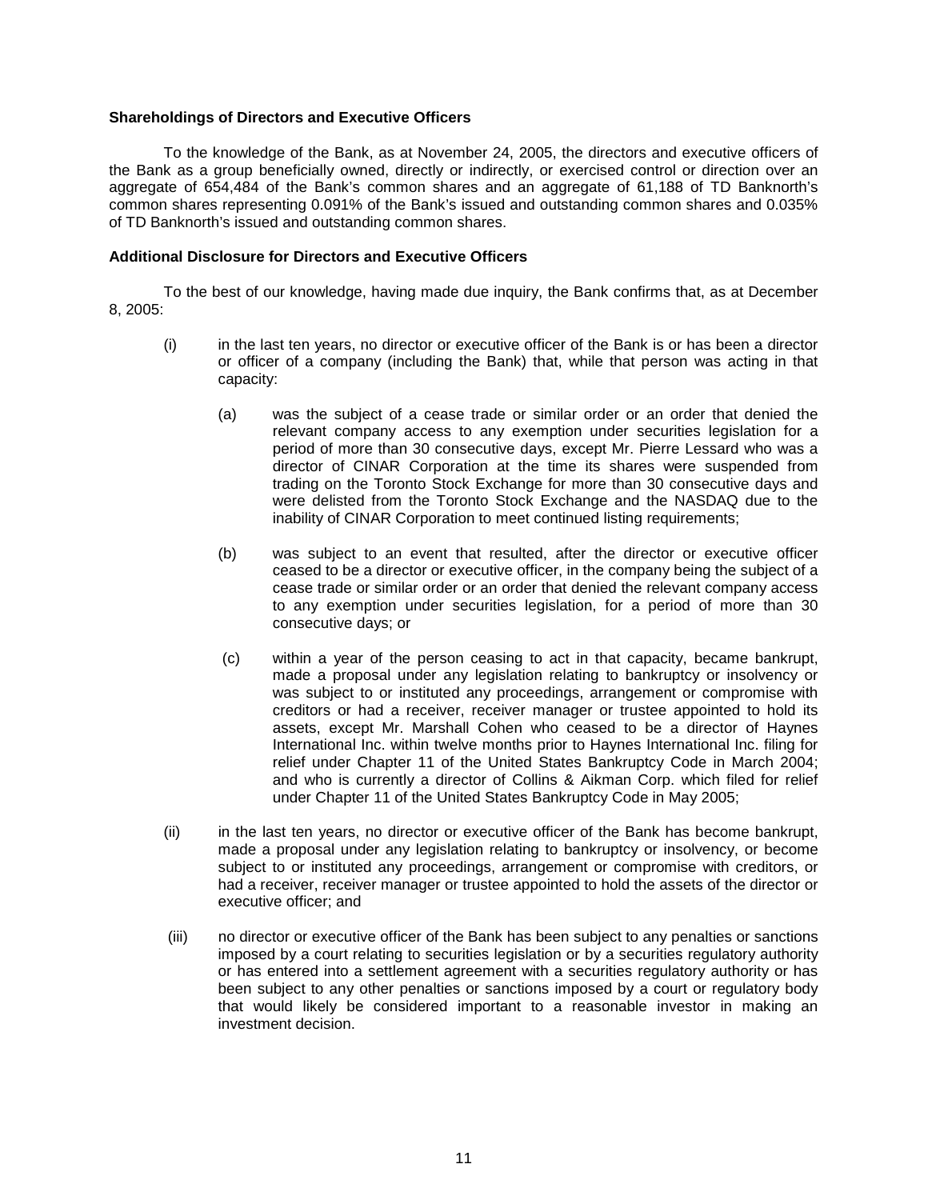**Shareholdings of Directors and Executive Officers**

To the knowledge of the Bank, as at November 24, 2005, the directors and executive officers of the Bank as a group beneficially owned, directly or indirectly, or exercised control or direction over an aggregate of 654,484 of the Bank's common shares and an aggregate of 61,188 of TD Banknorth's common shares representing 0.091% of the Bank's issued and outstanding common shares and 0.035% of TD Banknorth's issued and outstanding common shares.

**Additional Disclosure for Directors and Executive Officers**

To the best of our knowledge, having made due inquiry, the Bank confirms that, as at December 8, 2005:

(i) in the last ten years, no director or executive officer of the Bank is or has been a director or officer of a company (including the Bank) that, while that person was acting in that capacity:

  (a) was the subject of a cease trade or similar order or an order that denied the relevant company access to any exemption under securities legislation for a period of more than 30 consecutive days, except Mr. Pierre Lessard who was a director of CINAR Corporation at the time its shares were suspended from trading on the Toronto Stock Exchange for more than 30 consecutive days and were delisted from the Toronto Stock Exchange and the NASDAQ due to the inability of CINAR Corporation to meet continued listing requirements;

  (b) was subject to an event that resulted, after the director or executive officer ceased to be a director or executive officer, in the company being the subject of a cease trade or similar order or an order that denied the relevant company access to any exemption under securities legislation, for a period of more than 30 consecutive days; or

  (c) within a year of the person ceasing to act in that capacity, became bankrupt, made a proposal under any legislation relating to bankruptcy or insolvency or was subject to or instituted any proceedings, arrangement or compromise with creditors or had a receiver, receiver manager or trustee appointed to hold its assets, except Mr. Marshall Cohen who ceased to be a director of Haynes International Inc. within twelve months prior to Haynes International Inc. filing for relief under Chapter 11 of the United States Bankruptcy Code in March 2004; and who is currently a director of Collins & Aikman Corp. which filed for relief under Chapter 11 of the United States Bankruptcy Code in May 2005;

(ii) in the last ten years, no director or executive officer of the Bank has become bankrupt, made a proposal under any legislation relating to bankruptcy or insolvency, or become subject to or instituted any proceedings, arrangement or compromise with creditors, or had a receiver, receiver manager or trustee appointed to hold the assets of the director or executive officer; and

(iii) no director or executive officer of the Bank has been subject to any penalties or sanctions imposed by a court relating to securities legislation or by a securities regulatory authority or has entered into a settlement agreement with a securities regulatory authority or has been subject to any other penalties or sanctions imposed by a court or regulatory body that would likely be considered important to a reasonable investor in making an investment decision.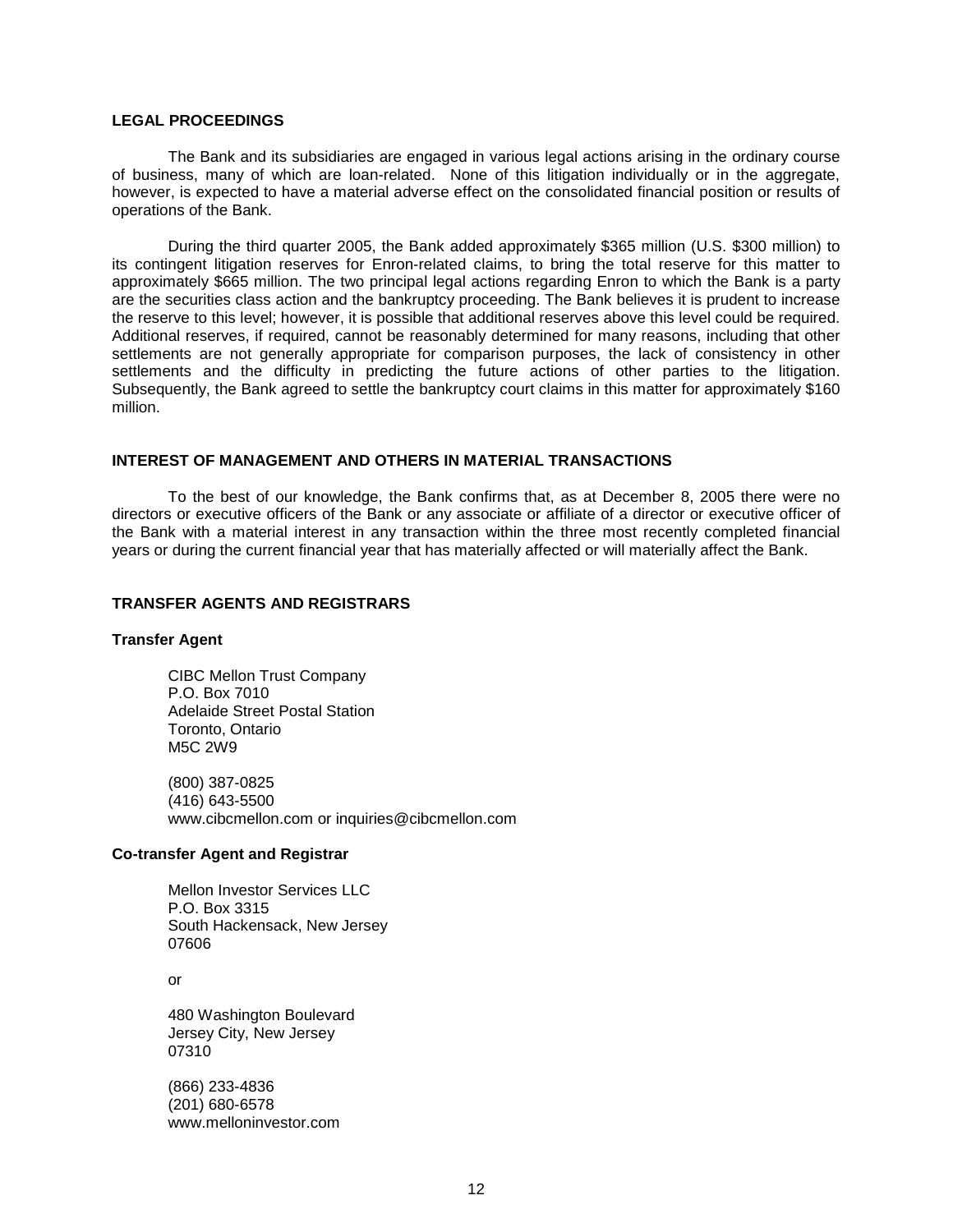## LEGAL PROCEEDINGS

The Bank and its subsidiaries are engaged in various legal actions arising in the ordinary course of business, many of which are loan-related. None of this litigation individually or in the aggregate, however, is expected to have a material adverse effect on the consolidated financial position or results of operations of the Bank.

During the third quarter 2005, the Bank added approximately $365 million (U.S. $300 million) to its contingent litigation reserves for Enron-related claims, to bring the total reserve for this matter to approximately $665 million. The two principal legal actions regarding Enron to which the Bank is a party are the securities class action and the bankruptcy proceeding. The Bank believes it is prudent to increase the reserve to this level; however, it is possible that additional reserves above this level could be required. Additional reserves, if required, cannot be reasonably determined for many reasons, including that other settlements are not generally appropriate for comparison purposes, the lack of consistency in other settlements and the difficulty in predicting the future actions of other parties to the litigation. Subsequently, the Bank agreed to settle the bankruptcy court claims in this matter for approximately $160 million.

## INTEREST OF MANAGEMENT AND OTHERS IN MATERIAL TRANSACTIONS

To the best of our knowledge, the Bank confirms that, as at December 8, 2005 there were no directors or executive officers of the Bank or any associate or affiliate of a director or executive officer of the Bank with a material interest in any transaction within the three most recently completed financial years or during the current financial year that has materially affected or will materially affect the Bank.

## TRANSFER AGENTS AND REGISTRARS

### Transfer Agent

CIBC Mellon Trust Company
P.O. Box 7010
Adelaide Street Postal Station
Toronto, Ontario
M5C 2W9

(800) 387-0825
(416) 643-5500
www.cibcmellon.com or inquiries@cibcmellon.com

### Co-transfer Agent and Registrar

Mellon Investor Services LLC
P.O. Box 3315
South Hackensack, New Jersey
07606

or

480 Washington Boulevard
Jersey City, New Jersey
07310

(866) 233-4836
(201) 680-6578
www.melloninvestor.com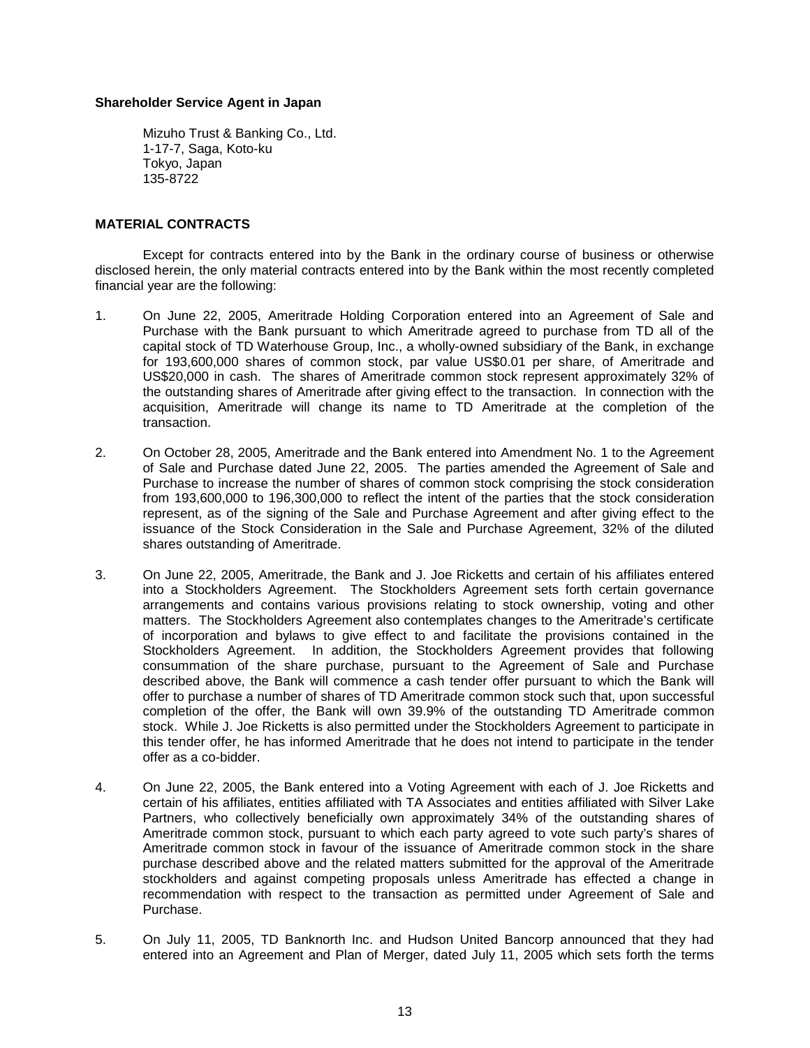**Shareholder Service Agent in Japan**

Mizuho Trust & Banking Co., Ltd.
1-17-7, Saga, Koto-ku
Tokyo, Japan
135-8722

**MATERIAL CONTRACTS**

Except for contracts entered into by the Bank in the ordinary course of business or otherwise disclosed herein, the only material contracts entered into by the Bank within the most recently completed financial year are the following:

1. On June 22, 2005, Ameritrade Holding Corporation entered into an Agreement of Sale and Purchase with the Bank pursuant to which Ameritrade agreed to purchase from TD all of the capital stock of TD Waterhouse Group, Inc., a wholly-owned subsidiary of the Bank, in exchange for 193,600,000 shares of common stock, par value US$0.01 per share, of Ameritrade and US$20,000 in cash. The shares of Ameritrade common stock represent approximately 32% of the outstanding shares of Ameritrade after giving effect to the transaction. In connection with the acquisition, Ameritrade will change its name to TD Ameritrade at the completion of the transaction.

2. On October 28, 2005, Ameritrade and the Bank entered into Amendment No. 1 to the Agreement of Sale and Purchase dated June 22, 2005. The parties amended the Agreement of Sale and Purchase to increase the number of shares of common stock comprising the stock consideration from 193,600,000 to 196,300,000 to reflect the intent of the parties that the stock consideration represent, as of the signing of the Sale and Purchase Agreement and after giving effect to the issuance of the Stock Consideration in the Sale and Purchase Agreement, 32% of the diluted shares outstanding of Ameritrade.

3. On June 22, 2005, Ameritrade, the Bank and J. Joe Ricketts and certain of his affiliates entered into a Stockholders Agreement. The Stockholders Agreement sets forth certain governance arrangements and contains various provisions relating to stock ownership, voting and other matters. The Stockholders Agreement also contemplates changes to the Ameritrade's certificate of incorporation and bylaws to give effect to and facilitate the provisions contained in the Stockholders Agreement. In addition, the Stockholders Agreement provides that following consummation of the share purchase, pursuant to the Agreement of Sale and Purchase described above, the Bank will commence a cash tender offer pursuant to which the Bank will offer to purchase a number of shares of TD Ameritrade common stock such that, upon successful completion of the offer, the Bank will own 39.9% of the outstanding TD Ameritrade common stock. While J. Joe Ricketts is also permitted under the Stockholders Agreement to participate in this tender offer, he has informed Ameritrade that he does not intend to participate in the tender offer as a co-bidder.

4. On June 22, 2005, the Bank entered into a Voting Agreement with each of J. Joe Ricketts and certain of his affiliates, entities affiliated with TA Associates and entities affiliated with Silver Lake Partners, who collectively beneficially own approximately 34% of the outstanding shares of Ameritrade common stock, pursuant to which each party agreed to vote such party's shares of Ameritrade common stock in favour of the issuance of Ameritrade common stock in the share purchase described above and the related matters submitted for the approval of the Ameritrade stockholders and against competing proposals unless Ameritrade has effected a change in recommendation with respect to the transaction as permitted under Agreement of Sale and Purchase.

5. On July 11, 2005, TD Banknorth Inc. and Hudson United Bancorp announced that they had entered into an Agreement and Plan of Merger, dated July 11, 2005 which sets forth the terms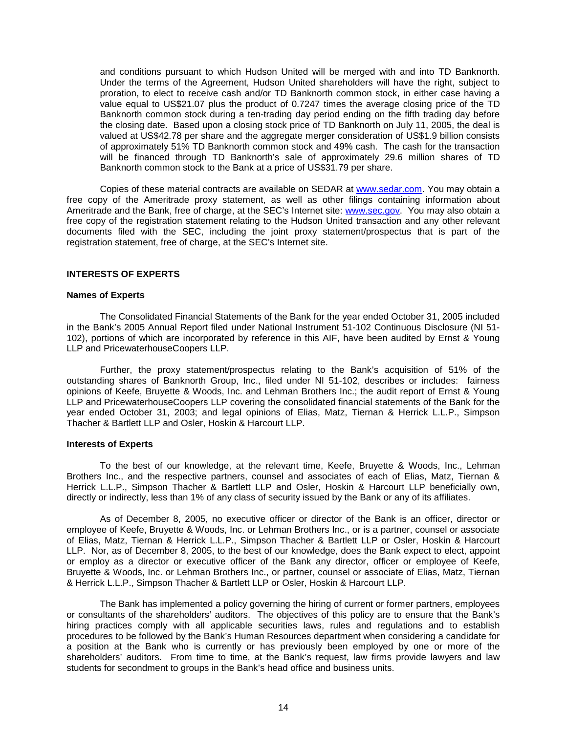and conditions pursuant to which Hudson United will be merged with and into TD Banknorth. Under the terms of the Agreement, Hudson United shareholders will have the right, subject to proration, to elect to receive cash and/or TD Banknorth common stock, in either case having a value equal to US$21.07 plus the product of 0.7247 times the average closing price of the TD Banknorth common stock during a ten-trading day period ending on the fifth trading day before the closing date. Based upon a closing stock price of TD Banknorth on July 11, 2005, the deal is valued at US$42.78 per share and the aggregate merger consideration of US$1.9 billion consists of approximately 51% TD Banknorth common stock and 49% cash. The cash for the transaction will be financed through TD Banknorth's sale of approximately 29.6 million shares of TD Banknorth common stock to the Bank at a price of US$31.79 per share.

Copies of these material contracts are available on SEDAR at www.sedar.com. You may obtain a free copy of the Ameritrade proxy statement, as well as other filings containing information about Ameritrade and the Bank, free of charge, at the SEC's Internet site: www.sec.gov. You may also obtain a free copy of the registration statement relating to the Hudson United transaction and any other relevant documents filed with the SEC, including the joint proxy statement/prospectus that is part of the registration statement, free of charge, at the SEC's Internet site.

## INTERESTS OF EXPERTS

### Names of Experts

The Consolidated Financial Statements of the Bank for the year ended October 31, 2005 included in the Bank's 2005 Annual Report filed under National Instrument 51-102 Continuous Disclosure (NI 51-102), portions of which are incorporated by reference in this AIF, have been audited by Ernst & Young LLP and PricewaterhouseCoopers LLP.

Further, the proxy statement/prospectus relating to the Bank's acquisition of 51% of the outstanding shares of Banknorth Group, Inc., filed under NI 51-102, describes or includes: fairness opinions of Keefe, Bruyette & Woods, Inc. and Lehman Brothers Inc.; the audit report of Ernst & Young LLP and PricewaterhouseCoopers LLP covering the consolidated financial statements of the Bank for the year ended October 31, 2003; and legal opinions of Elias, Matz, Tiernan & Herrick L.L.P., Simpson Thacher & Bartlett LLP and Osler, Hoskin & Harcourt LLP.

### Interests of Experts

To the best of our knowledge, at the relevant time, Keefe, Bruyette & Woods, Inc., Lehman Brothers Inc., and the respective partners, counsel and associates of each of Elias, Matz, Tiernan & Herrick L.L.P., Simpson Thacher & Bartlett LLP and Osler, Hoskin & Harcourt LLP beneficially own, directly or indirectly, less than 1% of any class of security issued by the Bank or any of its affiliates.

As of December 8, 2005, no executive officer or director of the Bank is an officer, director or employee of Keefe, Bruyette & Woods, Inc. or Lehman Brothers Inc., or is a partner, counsel or associate of Elias, Matz, Tiernan & Herrick L.L.P., Simpson Thacher & Bartlett LLP or Osler, Hoskin & Harcourt LLP. Nor, as of December 8, 2005, to the best of our knowledge, does the Bank expect to elect, appoint or employ as a director or executive officer of the Bank any director, officer or employee of Keefe, Bruyette & Woods, Inc. or Lehman Brothers Inc., or partner, counsel or associate of Elias, Matz, Tiernan & Herrick L.L.P., Simpson Thacher & Bartlett LLP or Osler, Hoskin & Harcourt LLP.

The Bank has implemented a policy governing the hiring of current or former partners, employees or consultants of the shareholders' auditors. The objectives of this policy are to ensure that the Bank's hiring practices comply with all applicable securities laws, rules and regulations and to establish procedures to be followed by the Bank's Human Resources department when considering a candidate for a position at the Bank who is currently or has previously been employed by one or more of the shareholders' auditors. From time to time, at the Bank's request, law firms provide lawyers and law students for secondment to groups in the Bank's head office and business units.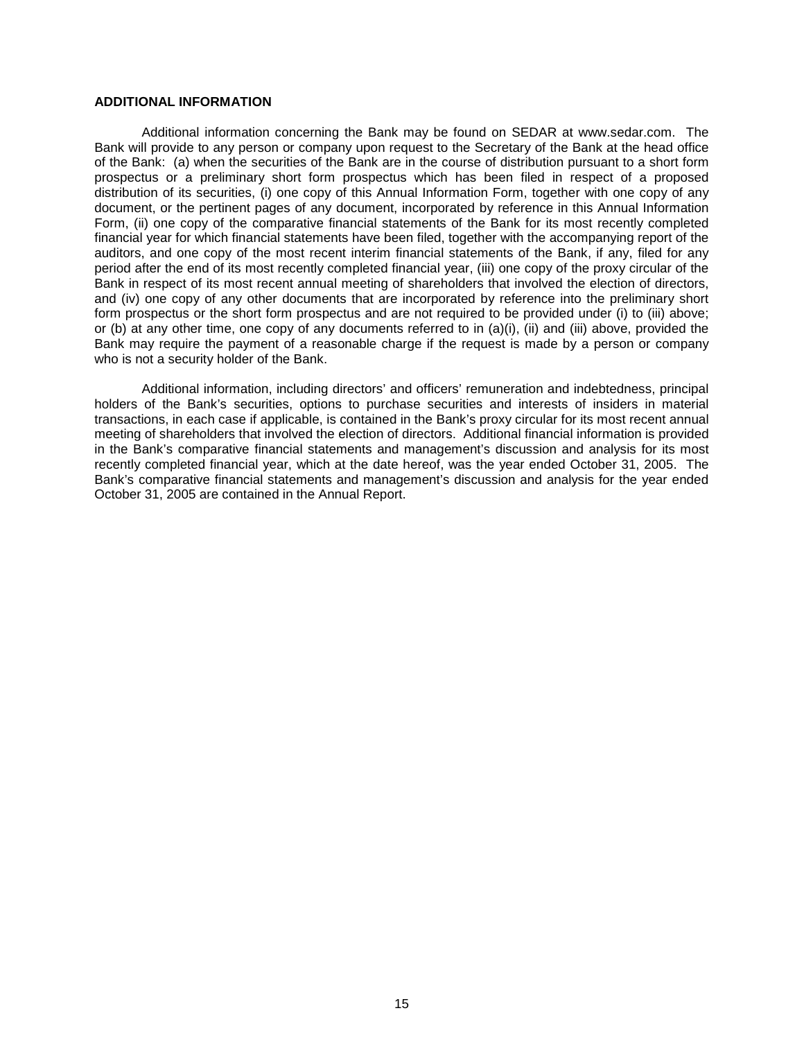## ADDITIONAL INFORMATION

Additional information concerning the Bank may be found on SEDAR at www.sedar.com. The Bank will provide to any person or company upon request to the Secretary of the Bank at the head office of the Bank: (a) when the securities of the Bank are in the course of distribution pursuant to a short form prospectus or a preliminary short form prospectus which has been filed in respect of a proposed distribution of its securities, (i) one copy of this Annual Information Form, together with one copy of any document, or the pertinent pages of any document, incorporated by reference in this Annual Information Form, (ii) one copy of the comparative financial statements of the Bank for its most recently completed financial year for which financial statements have been filed, together with the accompanying report of the auditors, and one copy of the most recent interim financial statements of the Bank, if any, filed for any period after the end of its most recently completed financial year, (iii) one copy of the proxy circular of the Bank in respect of its most recent annual meeting of shareholders that involved the election of directors, and (iv) one copy of any other documents that are incorporated by reference into the preliminary short form prospectus or the short form prospectus and are not required to be provided under (i) to (iii) above; or (b) at any other time, one copy of any documents referred to in (a)(i), (ii) and (iii) above, provided the Bank may require the payment of a reasonable charge if the request is made by a person or company who is not a security holder of the Bank.

Additional information, including directors' and officers' remuneration and indebtedness, principal holders of the Bank's securities, options to purchase securities and interests of insiders in material transactions, in each case if applicable, is contained in the Bank's proxy circular for its most recent annual meeting of shareholders that involved the election of directors. Additional financial information is provided in the Bank's comparative financial statements and management's discussion and analysis for its most recently completed financial year, which at the date hereof, was the year ended October 31, 2005. The Bank's comparative financial statements and management's discussion and analysis for the year ended October 31, 2005 are contained in the Annual Report.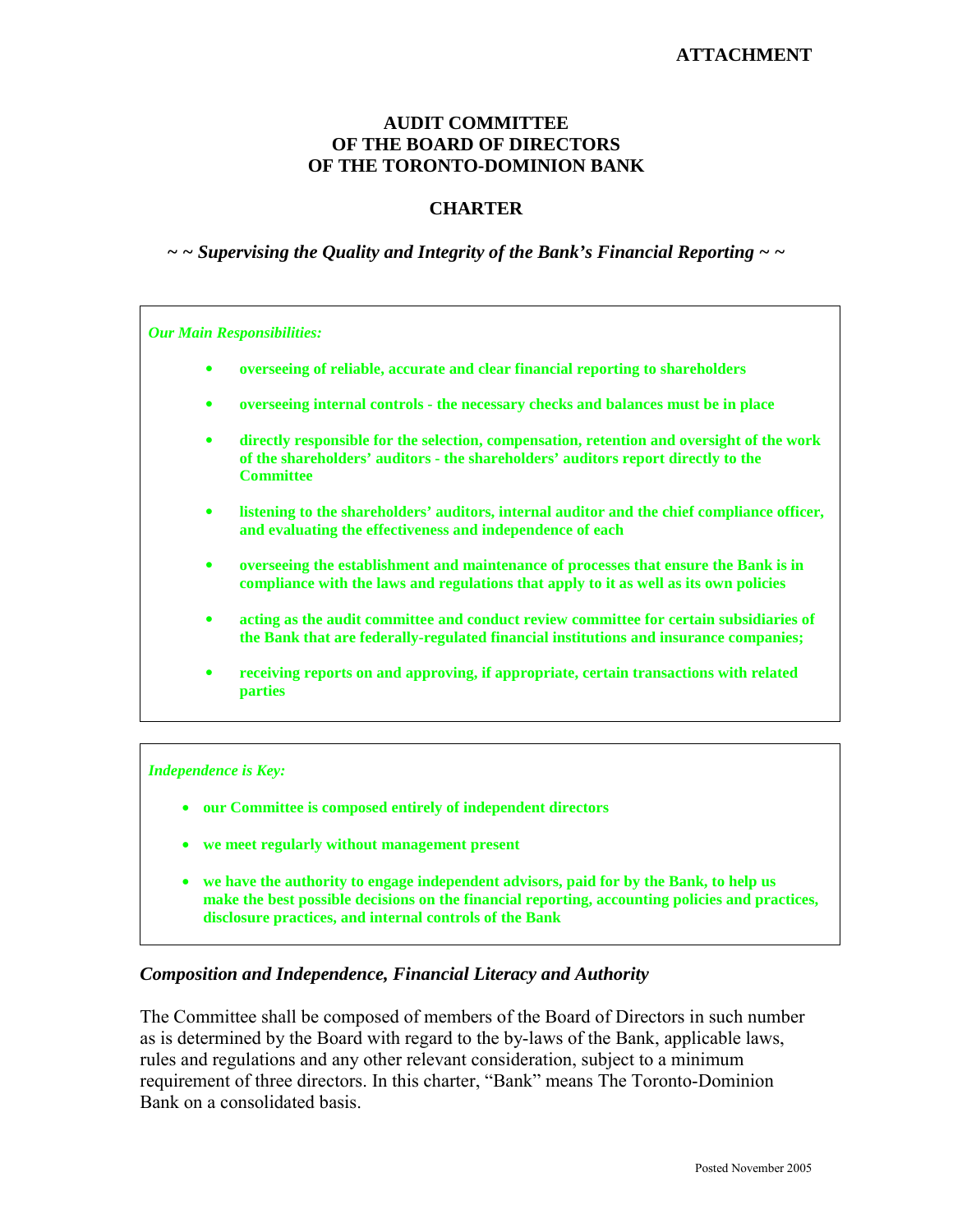**ATTACHMENT**

# AUDIT COMMITTEE
# OF THE BOARD OF DIRECTORS
# OF THE TORONTO-DOMINION BANK

## CHARTER

***~ ~ Supervising the Quality and Integrity of the Bank's Financial Reporting ~ ~***

***Our Main Responsibilities:***

- **overseeing of reliable, accurate and clear financial reporting to shareholders**
- **overseeing internal controls - the necessary checks and balances must be in place**
- **directly responsible for the selection, compensation, retention and oversight of the work of the shareholders' auditors - the shareholders' auditors report directly to the Committee**
- **listening to the shareholders' auditors, internal auditor and the chief compliance officer, and evaluating the effectiveness and independence of each**
- **overseeing the establishment and maintenance of processes that ensure the Bank is in compliance with the laws and regulations that apply to it as well as its own policies**
- **acting as the audit committee and conduct review committee for certain subsidiaries of the Bank that are federally-regulated financial institutions and insurance companies;**
- **receiving reports on and approving, if appropriate, certain transactions with related parties**

***Independence is Key:***

- **our Committee is composed entirely of independent directors**
- **we meet regularly without management present**
- **we have the authority to engage independent advisors, paid for by the Bank, to help us make the best possible decisions on the financial reporting, accounting policies and practices, disclosure practices, and internal controls of the Bank**

### *Composition and Independence, Financial Literacy and Authority*

The Committee shall be composed of members of the Board of Directors in such number as is determined by the Board with regard to the by-laws of the Bank, applicable laws, rules and regulations and any other relevant consideration, subject to a minimum requirement of three directors. In this charter, "Bank" means The Toronto-Dominion Bank on a consolidated basis.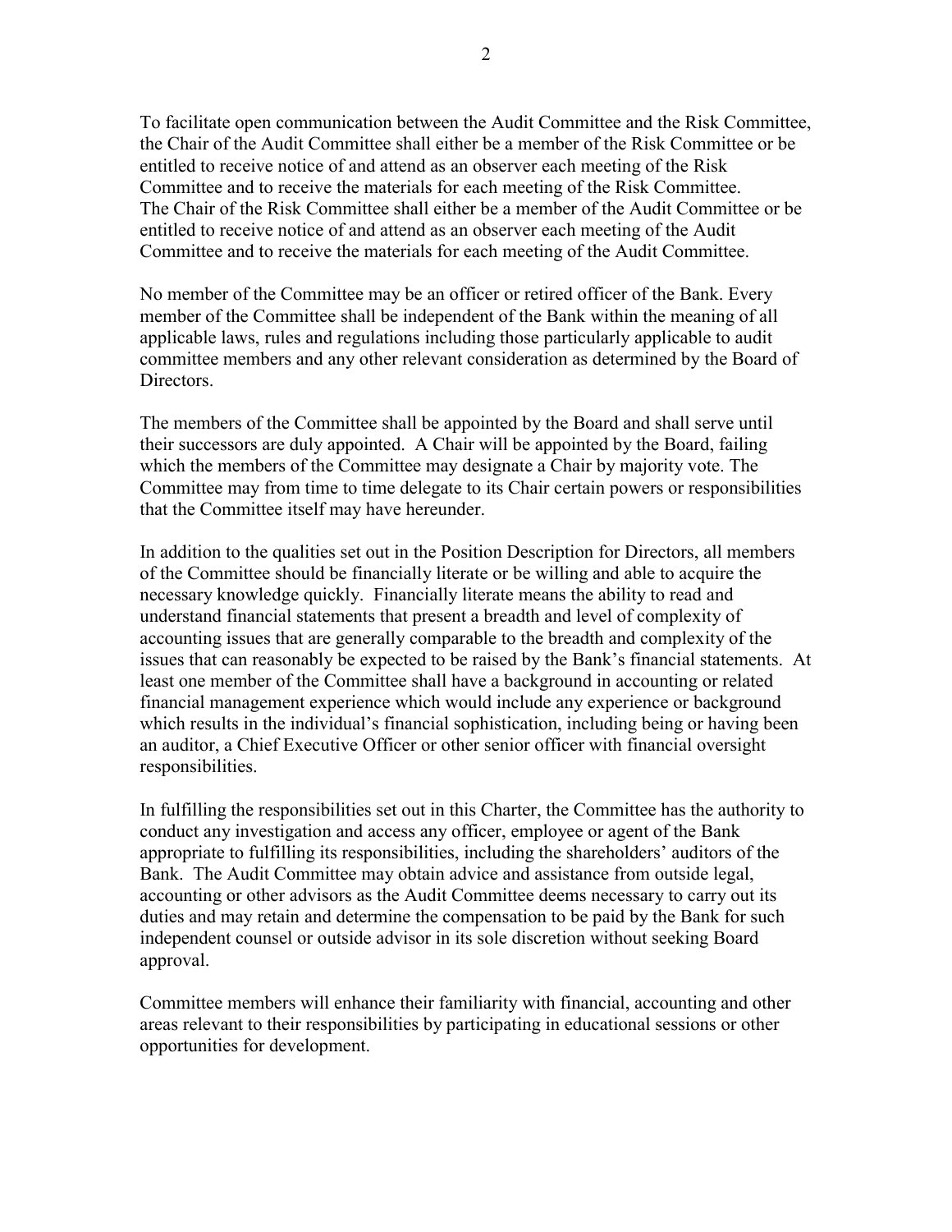To facilitate open communication between the Audit Committee and the Risk Committee, the Chair of the Audit Committee shall either be a member of the Risk Committee or be entitled to receive notice of and attend as an observer each meeting of the Risk Committee and to receive the materials for each meeting of the Risk Committee. The Chair of the Risk Committee shall either be a member of the Audit Committee or be entitled to receive notice of and attend as an observer each meeting of the Audit Committee and to receive the materials for each meeting of the Audit Committee.

No member of the Committee may be an officer or retired officer of the Bank. Every member of the Committee shall be independent of the Bank within the meaning of all applicable laws, rules and regulations including those particularly applicable to audit committee members and any other relevant consideration as determined by the Board of Directors.

The members of the Committee shall be appointed by the Board and shall serve until their successors are duly appointed. A Chair will be appointed by the Board, failing which the members of the Committee may designate a Chair by majority vote. The Committee may from time to time delegate to its Chair certain powers or responsibilities that the Committee itself may have hereunder.

In addition to the qualities set out in the Position Description for Directors, all members of the Committee should be financially literate or be willing and able to acquire the necessary knowledge quickly. Financially literate means the ability to read and understand financial statements that present a breadth and level of complexity of accounting issues that are generally comparable to the breadth and complexity of the issues that can reasonably be expected to be raised by the Bank's financial statements. At least one member of the Committee shall have a background in accounting or related financial management experience which would include any experience or background which results in the individual's financial sophistication, including being or having been an auditor, a Chief Executive Officer or other senior officer with financial oversight responsibilities.

In fulfilling the responsibilities set out in this Charter, the Committee has the authority to conduct any investigation and access any officer, employee or agent of the Bank appropriate to fulfilling its responsibilities, including the shareholders' auditors of the Bank. The Audit Committee may obtain advice and assistance from outside legal, accounting or other advisors as the Audit Committee deems necessary to carry out its duties and may retain and determine the compensation to be paid by the Bank for such independent counsel or outside advisor in its sole discretion without seeking Board approval.

Committee members will enhance their familiarity with financial, accounting and other areas relevant to their responsibilities by participating in educational sessions or other opportunities for development.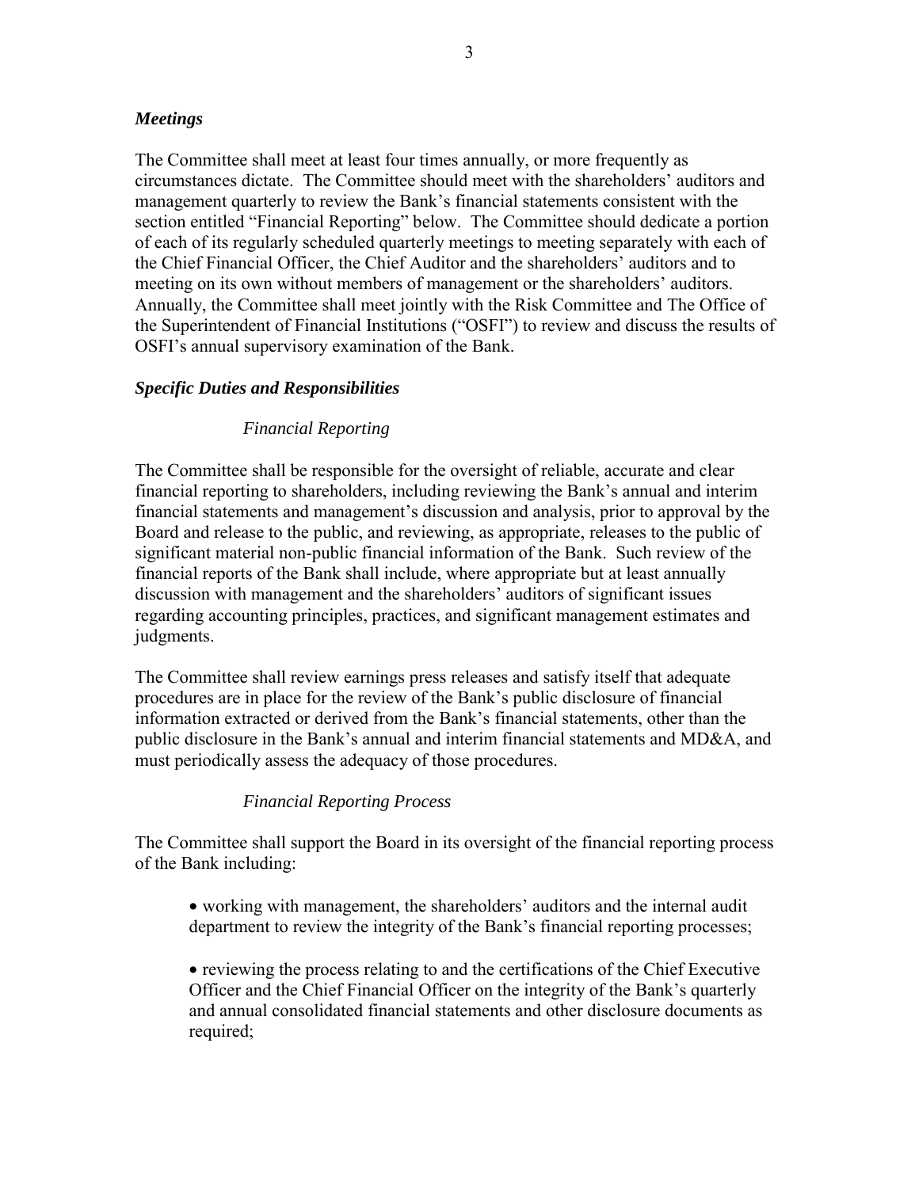### *Meetings*

The Committee shall meet at least four times annually, or more frequently as circumstances dictate. The Committee should meet with the shareholders' auditors and management quarterly to review the Bank's financial statements consistent with the section entitled "Financial Reporting" below. The Committee should dedicate a portion of each of its regularly scheduled quarterly meetings to meeting separately with each of the Chief Financial Officer, the Chief Auditor and the shareholders' auditors and to meeting on its own without members of management or the shareholders' auditors. Annually, the Committee shall meet jointly with the Risk Committee and The Office of the Superintendent of Financial Institutions ("OSFI") to review and discuss the results of OSFI's annual supervisory examination of the Bank.

### *Specific Duties and Responsibilities*

#### *Financial Reporting*

The Committee shall be responsible for the oversight of reliable, accurate and clear financial reporting to shareholders, including reviewing the Bank's annual and interim financial statements and management's discussion and analysis, prior to approval by the Board and release to the public, and reviewing, as appropriate, releases to the public of significant material non-public financial information of the Bank. Such review of the financial reports of the Bank shall include, where appropriate but at least annually discussion with management and the shareholders' auditors of significant issues regarding accounting principles, practices, and significant management estimates and judgments.

The Committee shall review earnings press releases and satisfy itself that adequate procedures are in place for the review of the Bank's public disclosure of financial information extracted or derived from the Bank's financial statements, other than the public disclosure in the Bank's annual and interim financial statements and MD&A, and must periodically assess the adequacy of those procedures.

#### *Financial Reporting Process*

The Committee shall support the Board in its oversight of the financial reporting process of the Bank including:

- working with management, the shareholders' auditors and the internal audit department to review the integrity of the Bank's financial reporting processes;

- reviewing the process relating to and the certifications of the Chief Executive Officer and the Chief Financial Officer on the integrity of the Bank's quarterly and annual consolidated financial statements and other disclosure documents as required;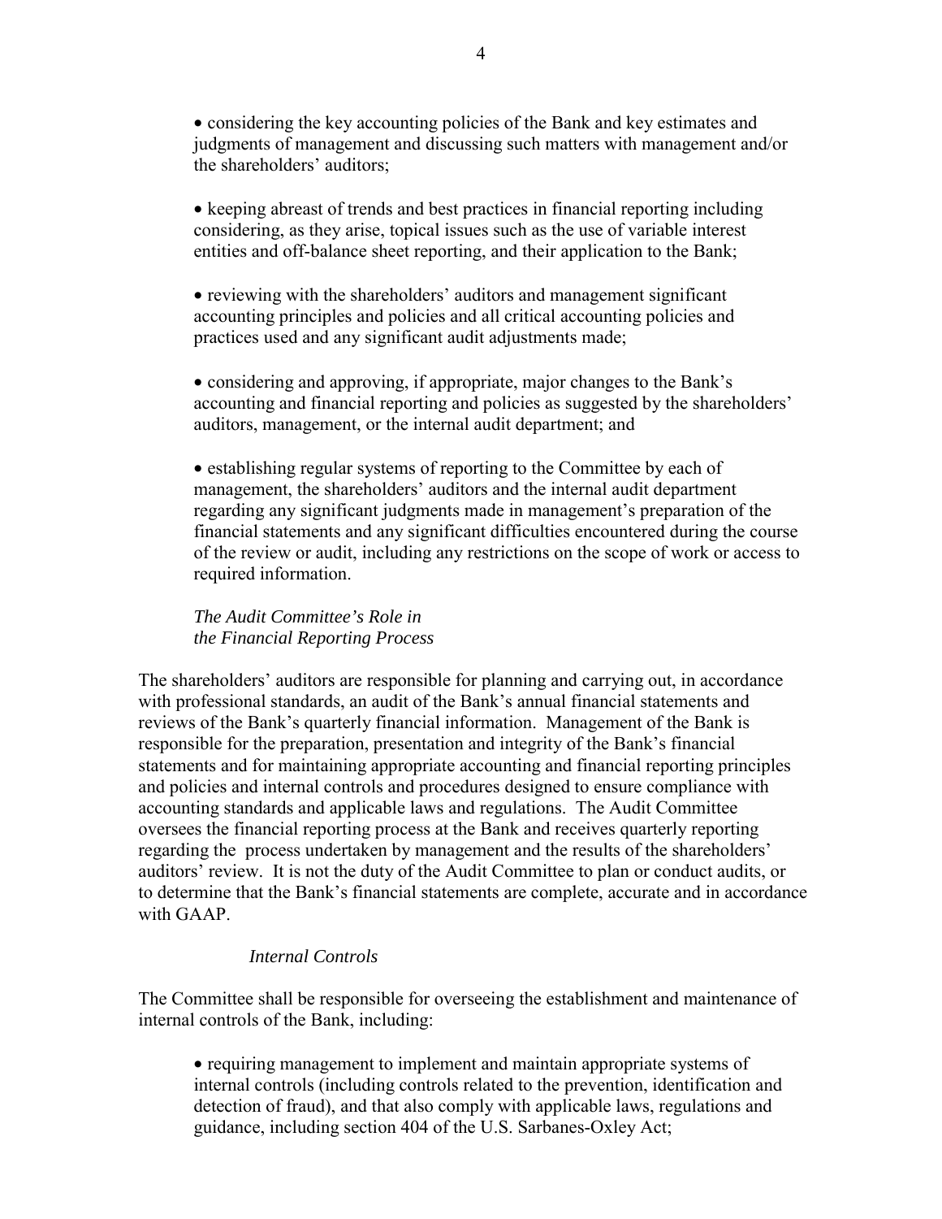- considering the key accounting policies of the Bank and key estimates and judgments of management and discussing such matters with management and/or the shareholders' auditors;

- keeping abreast of trends and best practices in financial reporting including considering, as they arise, topical issues such as the use of variable interest entities and off-balance sheet reporting, and their application to the Bank;

- reviewing with the shareholders' auditors and management significant accounting principles and policies and all critical accounting policies and practices used and any significant audit adjustments made;

- considering and approving, if appropriate, major changes to the Bank's accounting and financial reporting and policies as suggested by the shareholders' auditors, management, or the internal audit department; and

- establishing regular systems of reporting to the Committee by each of management, the shareholders' auditors and the internal audit department regarding any significant judgments made in management's preparation of the financial statements and any significant difficulties encountered during the course of the review or audit, including any restrictions on the scope of work or access to required information.

*The Audit Committee's Role in the Financial Reporting Process*

The shareholders' auditors are responsible for planning and carrying out, in accordance with professional standards, an audit of the Bank's annual financial statements and reviews of the Bank's quarterly financial information. Management of the Bank is responsible for the preparation, presentation and integrity of the Bank's financial statements and for maintaining appropriate accounting and financial reporting principles and policies and internal controls and procedures designed to ensure compliance with accounting standards and applicable laws and regulations. The Audit Committee oversees the financial reporting process at the Bank and receives quarterly reporting regarding the process undertaken by management and the results of the shareholders' auditors' review. It is not the duty of the Audit Committee to plan or conduct audits, or to determine that the Bank's financial statements are complete, accurate and in accordance with GAAP.

*Internal Controls*

The Committee shall be responsible for overseeing the establishment and maintenance of internal controls of the Bank, including:

- requiring management to implement and maintain appropriate systems of internal controls (including controls related to the prevention, identification and detection of fraud), and that also comply with applicable laws, regulations and guidance, including section 404 of the U.S. Sarbanes-Oxley Act;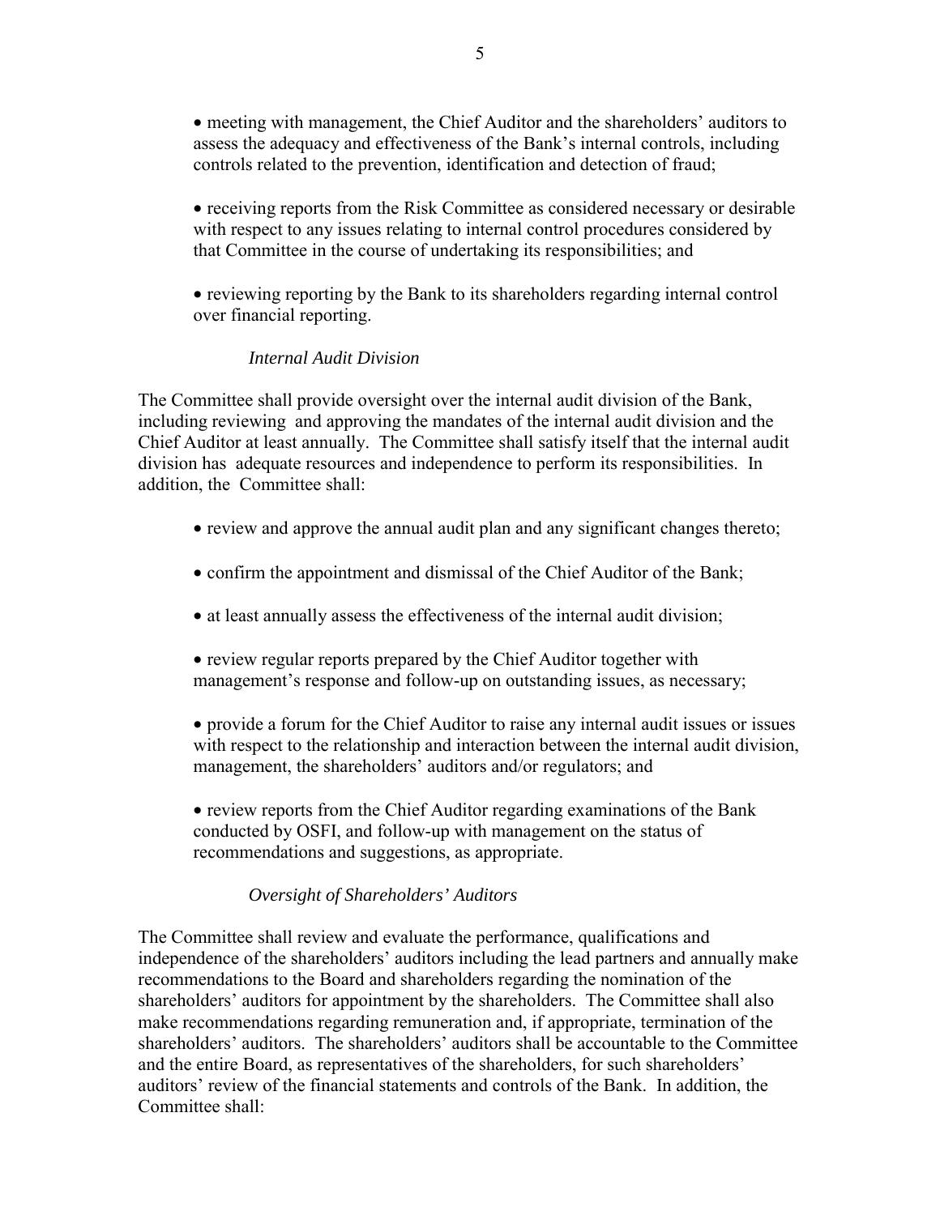- meeting with management, the Chief Auditor and the shareholders' auditors to assess the adequacy and effectiveness of the Bank's internal controls, including controls related to the prevention, identification and detection of fraud;

- receiving reports from the Risk Committee as considered necessary or desirable with respect to any issues relating to internal control procedures considered by that Committee in the course of undertaking its responsibilities; and

- reviewing reporting by the Bank to its shareholders regarding internal control over financial reporting.

*Internal Audit Division*

The Committee shall provide oversight over the internal audit division of the Bank, including reviewing and approving the mandates of the internal audit division and the Chief Auditor at least annually. The Committee shall satisfy itself that the internal audit division has adequate resources and independence to perform its responsibilities. In addition, the Committee shall:

- review and approve the annual audit plan and any significant changes thereto;

- confirm the appointment and dismissal of the Chief Auditor of the Bank;

- at least annually assess the effectiveness of the internal audit division;

- review regular reports prepared by the Chief Auditor together with management's response and follow-up on outstanding issues, as necessary;

- provide a forum for the Chief Auditor to raise any internal audit issues or issues with respect to the relationship and interaction between the internal audit division, management, the shareholders' auditors and/or regulators; and

- review reports from the Chief Auditor regarding examinations of the Bank conducted by OSFI, and follow-up with management on the status of recommendations and suggestions, as appropriate.

*Oversight of Shareholders' Auditors*

The Committee shall review and evaluate the performance, qualifications and independence of the shareholders' auditors including the lead partners and annually make recommendations to the Board and shareholders regarding the nomination of the shareholders' auditors for appointment by the shareholders. The Committee shall also make recommendations regarding remuneration and, if appropriate, termination of the shareholders' auditors. The shareholders' auditors shall be accountable to the Committee and the entire Board, as representatives of the shareholders, for such shareholders' auditors' review of the financial statements and controls of the Bank. In addition, the Committee shall: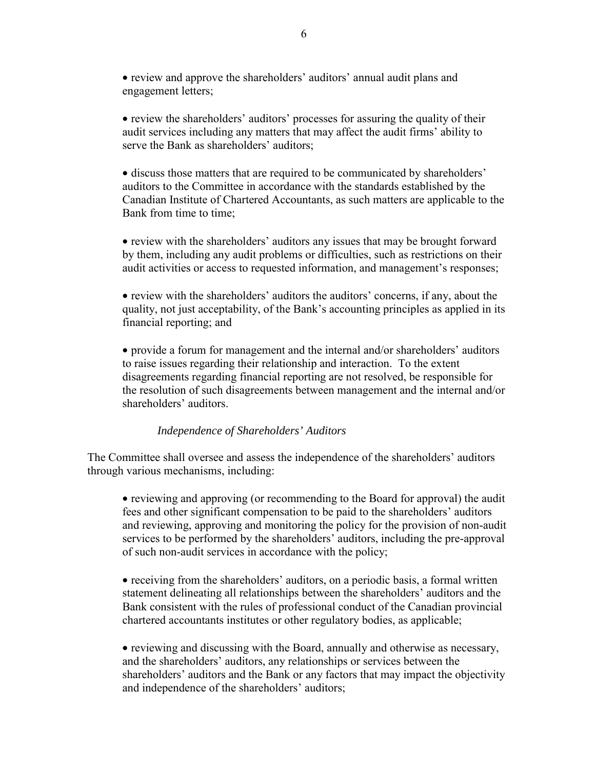- review and approve the shareholders' auditors' annual audit plans and engagement letters;

- review the shareholders' auditors' processes for assuring the quality of their audit services including any matters that may affect the audit firms' ability to serve the Bank as shareholders' auditors;

- discuss those matters that are required to be communicated by shareholders' auditors to the Committee in accordance with the standards established by the Canadian Institute of Chartered Accountants, as such matters are applicable to the Bank from time to time;

- review with the shareholders' auditors any issues that may be brought forward by them, including any audit problems or difficulties, such as restrictions on their audit activities or access to requested information, and management's responses;

- review with the shareholders' auditors the auditors' concerns, if any, about the quality, not just acceptability, of the Bank's accounting principles as applied in its financial reporting; and

- provide a forum for management and the internal and/or shareholders' auditors to raise issues regarding their relationship and interaction. To the extent disagreements regarding financial reporting are not resolved, be responsible for the resolution of such disagreements between management and the internal and/or shareholders' auditors.

*Independence of Shareholders' Auditors*

The Committee shall oversee and assess the independence of the shareholders' auditors through various mechanisms, including:

- reviewing and approving (or recommending to the Board for approval) the audit fees and other significant compensation to be paid to the shareholders' auditors and reviewing, approving and monitoring the policy for the provision of non-audit services to be performed by the shareholders' auditors, including the pre-approval of such non-audit services in accordance with the policy;

- receiving from the shareholders' auditors, on a periodic basis, a formal written statement delineating all relationships between the shareholders' auditors and the Bank consistent with the rules of professional conduct of the Canadian provincial chartered accountants institutes or other regulatory bodies, as applicable;

- reviewing and discussing with the Board, annually and otherwise as necessary, and the shareholders' auditors, any relationships or services between the shareholders' auditors and the Bank or any factors that may impact the objectivity and independence of the shareholders' auditors;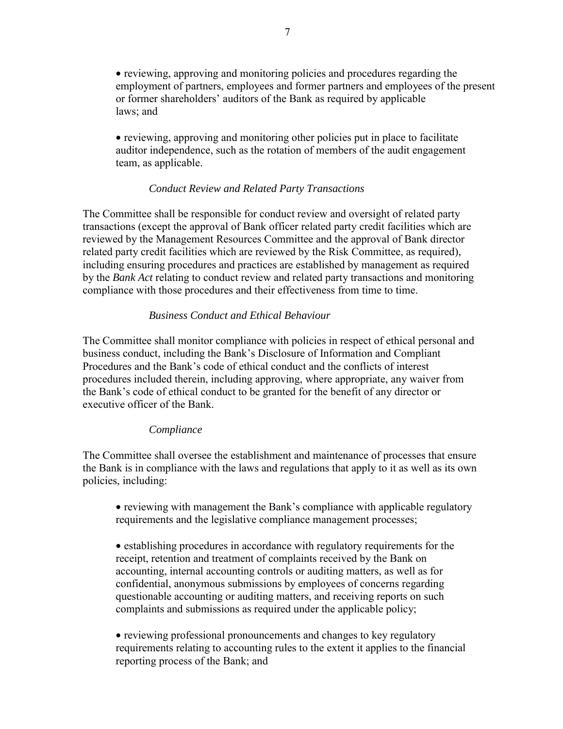- reviewing, approving and monitoring policies and procedures regarding the employment of partners, employees and former partners and employees of the present or former shareholders' auditors of the Bank as required by applicable laws; and

- reviewing, approving and monitoring other policies put in place to facilitate auditor independence, such as the rotation of members of the audit engagement team, as applicable.

*Conduct Review and Related Party Transactions*

The Committee shall be responsible for conduct review and oversight of related party transactions (except the approval of Bank officer related party credit facilities which are reviewed by the Management Resources Committee and the approval of Bank director related party credit facilities which are reviewed by the Risk Committee, as required), including ensuring procedures and practices are established by management as required by the *Bank Act* relating to conduct review and related party transactions and monitoring compliance with those procedures and their effectiveness from time to time.

*Business Conduct and Ethical Behaviour*

The Committee shall monitor compliance with policies in respect of ethical personal and business conduct, including the Bank's Disclosure of Information and Compliant Procedures and the Bank's code of ethical conduct and the conflicts of interest procedures included therein, including approving, where appropriate, any waiver from the Bank's code of ethical conduct to be granted for the benefit of any director or executive officer of the Bank.

*Compliance*

The Committee shall oversee the establishment and maintenance of processes that ensure the Bank is in compliance with the laws and regulations that apply to it as well as its own policies, including:

- reviewing with management the Bank's compliance with applicable regulatory requirements and the legislative compliance management processes;

- establishing procedures in accordance with regulatory requirements for the receipt, retention and treatment of complaints received by the Bank on accounting, internal accounting controls or auditing matters, as well as for confidential, anonymous submissions by employees of concerns regarding questionable accounting or auditing matters, and receiving reports on such complaints and submissions as required under the applicable policy;

- reviewing professional pronouncements and changes to key regulatory requirements relating to accounting rules to the extent it applies to the financial reporting process of the Bank; and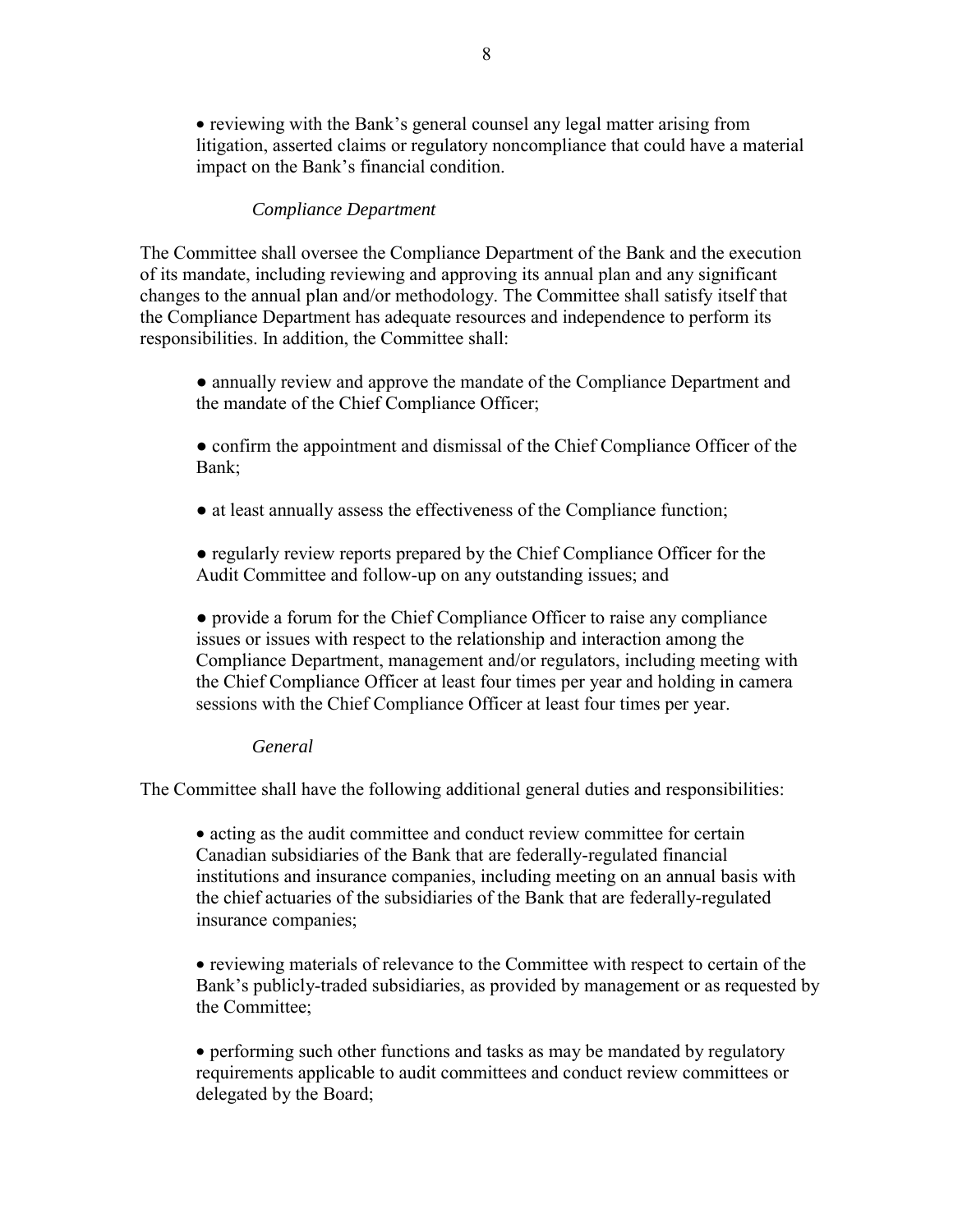- reviewing with the Bank's general counsel any legal matter arising from litigation, asserted claims or regulatory noncompliance that could have a material impact on the Bank's financial condition.

*Compliance Department*

The Committee shall oversee the Compliance Department of the Bank and the execution of its mandate, including reviewing and approving its annual plan and any significant changes to the annual plan and/or methodology. The Committee shall satisfy itself that the Compliance Department has adequate resources and independence to perform its responsibilities. In addition, the Committee shall:

- annually review and approve the mandate of the Compliance Department and the mandate of the Chief Compliance Officer;

- confirm the appointment and dismissal of the Chief Compliance Officer of the Bank;

- at least annually assess the effectiveness of the Compliance function;

- regularly review reports prepared by the Chief Compliance Officer for the Audit Committee and follow-up on any outstanding issues; and

- provide a forum for the Chief Compliance Officer to raise any compliance issues or issues with respect to the relationship and interaction among the Compliance Department, management and/or regulators, including meeting with the Chief Compliance Officer at least four times per year and holding in camera sessions with the Chief Compliance Officer at least four times per year.

*General*

The Committee shall have the following additional general duties and responsibilities:

- acting as the audit committee and conduct review committee for certain Canadian subsidiaries of the Bank that are federally-regulated financial institutions and insurance companies, including meeting on an annual basis with the chief actuaries of the subsidiaries of the Bank that are federally-regulated insurance companies;

- reviewing materials of relevance to the Committee with respect to certain of the Bank's publicly-traded subsidiaries, as provided by management or as requested by the Committee;

- performing such other functions and tasks as may be mandated by regulatory requirements applicable to audit committees and conduct review committees or delegated by the Board;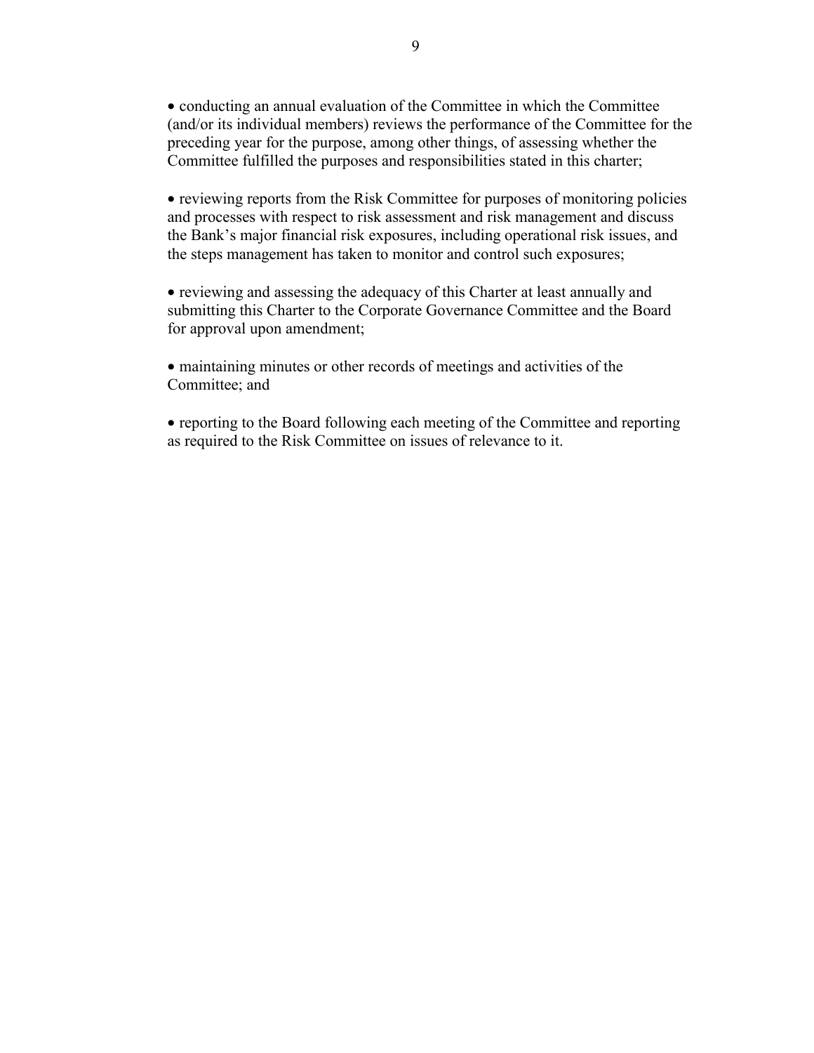- conducting an annual evaluation of the Committee in which the Committee (and/or its individual members) reviews the performance of the Committee for the preceding year for the purpose, among other things, of assessing whether the Committee fulfilled the purposes and responsibilities stated in this charter;

- reviewing reports from the Risk Committee for purposes of monitoring policies and processes with respect to risk assessment and risk management and discuss the Bank's major financial risk exposures, including operational risk issues, and the steps management has taken to monitor and control such exposures;

- reviewing and assessing the adequacy of this Charter at least annually and submitting this Charter to the Corporate Governance Committee and the Board for approval upon amendment;

- maintaining minutes or other records of meetings and activities of the Committee; and

- reporting to the Board following each meeting of the Committee and reporting as required to the Risk Committee on issues of relevance to it.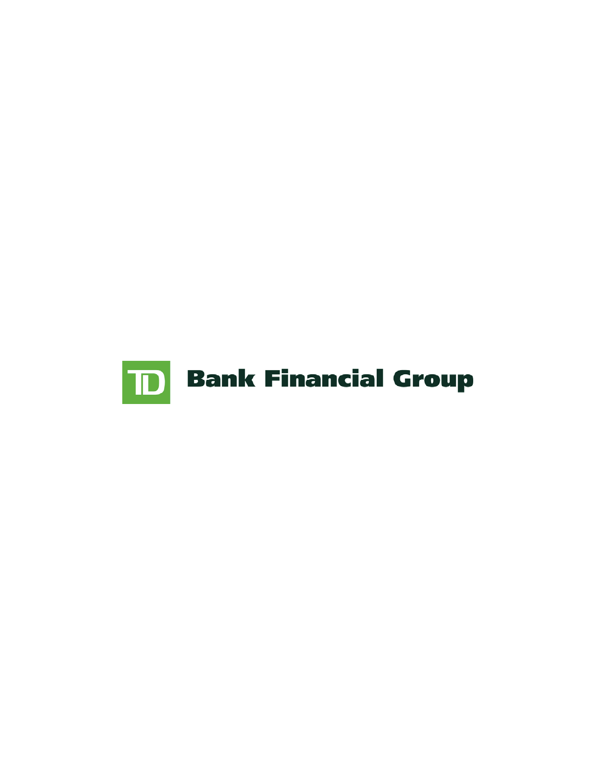TD Bank Financial Group